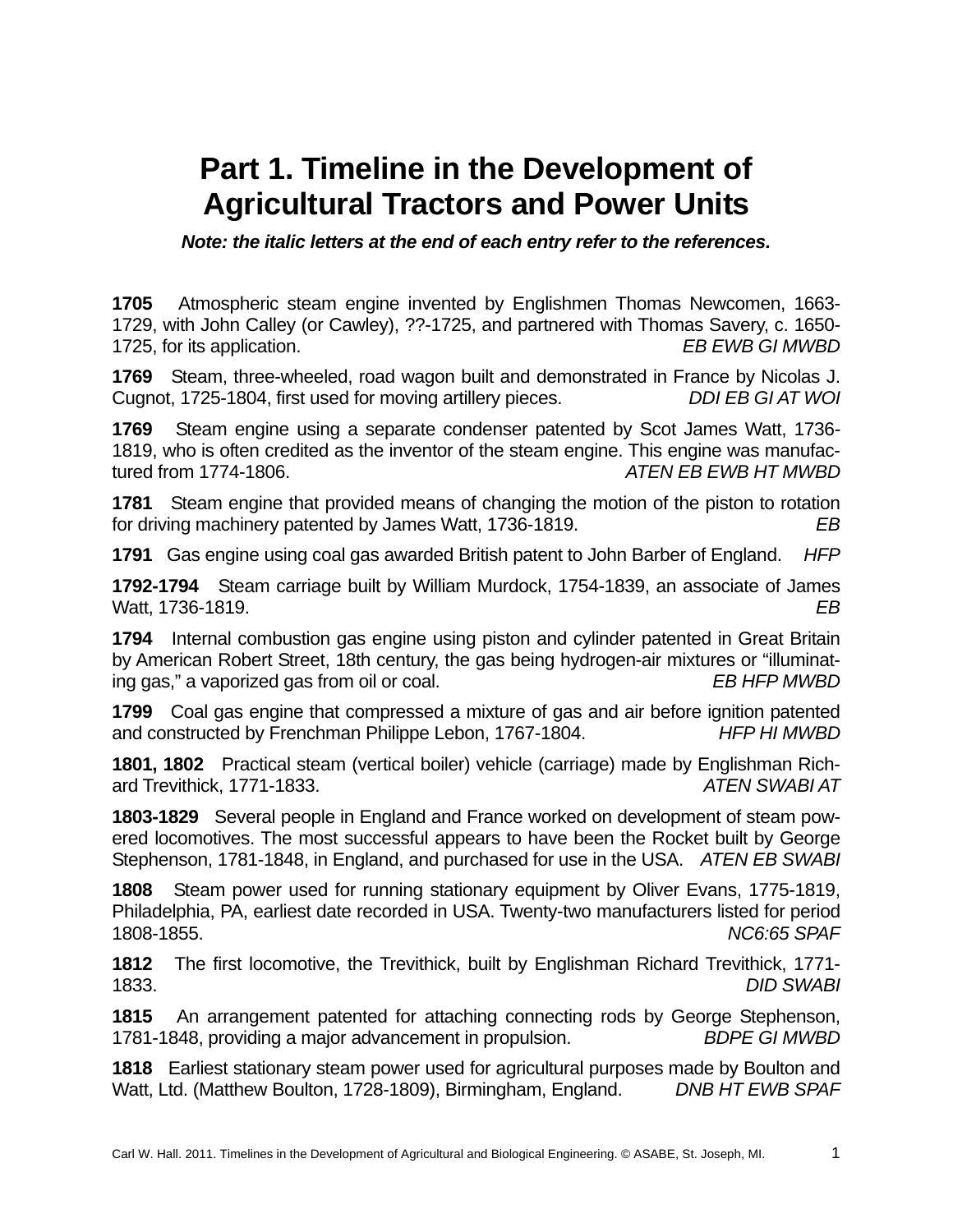# Part 1. Timeline in the Development of Agricultural Tractors and Power Units

***Note: the italic letters at the end of each entry refer to the references.***

**1705** Atmospheric steam engine invented by Englishmen Thomas Newcomen, 1663-1729, with John Calley (or Cawley), ??-1725, and partnered with Thomas Savery, c. 1650-1725, for its application. *EB EWB GI MWBD*

**1769** Steam, three-wheeled, road wagon built and demonstrated in France by Nicolas J. Cugnot, 1725-1804, first used for moving artillery pieces. *DDI EB GI AT WOI*

**1769** Steam engine using a separate condenser patented by Scot James Watt, 1736-1819, who is often credited as the inventor of the steam engine. This engine was manufactured from 1774-1806. *ATEN EB EWB HT MWBD*

**1781** Steam engine that provided means of changing the motion of the piston to rotation for driving machinery patented by James Watt, 1736-1819. *EB*

**1791** Gas engine using coal gas awarded British patent to John Barber of England. *HFP*

**1792-1794** Steam carriage built by William Murdock, 1754-1839, an associate of James Watt, 1736-1819. *EB*

**1794** Internal combustion gas engine using piston and cylinder patented in Great Britain by American Robert Street, 18th century, the gas being hydrogen-air mixtures or "illuminating gas," a vaporized gas from oil or coal. *EB HFP MWBD*

**1799** Coal gas engine that compressed a mixture of gas and air before ignition patented and constructed by Frenchman Philippe Lebon, 1767-1804. *HFP HI MWBD*

**1801, 1802** Practical steam (vertical boiler) vehicle (carriage) made by Englishman Richard Trevithick, 1771-1833. *ATEN SWABI AT*

**1803-1829** Several people in England and France worked on development of steam powered locomotives. The most successful appears to have been the Rocket built by George Stephenson, 1781-1848, in England, and purchased for use in the USA. *ATEN EB SWABI*

**1808** Steam power used for running stationary equipment by Oliver Evans, 1775-1819, Philadelphia, PA, earliest date recorded in USA. Twenty-two manufacturers listed for period 1808-1855. *NC6:65 SPAF*

**1812** The first locomotive, the Trevithick, built by Englishman Richard Trevithick, 1771-1833. *DID SWABI*

**1815** An arrangement patented for attaching connecting rods by George Stephenson, 1781-1848, providing a major advancement in propulsion. *BDPE GI MWBD*

**1818** Earliest stationary steam power used for agricultural purposes made by Boulton and Watt, Ltd. (Matthew Boulton, 1728-1809), Birmingham, England. *DNB HT EWB SPAF*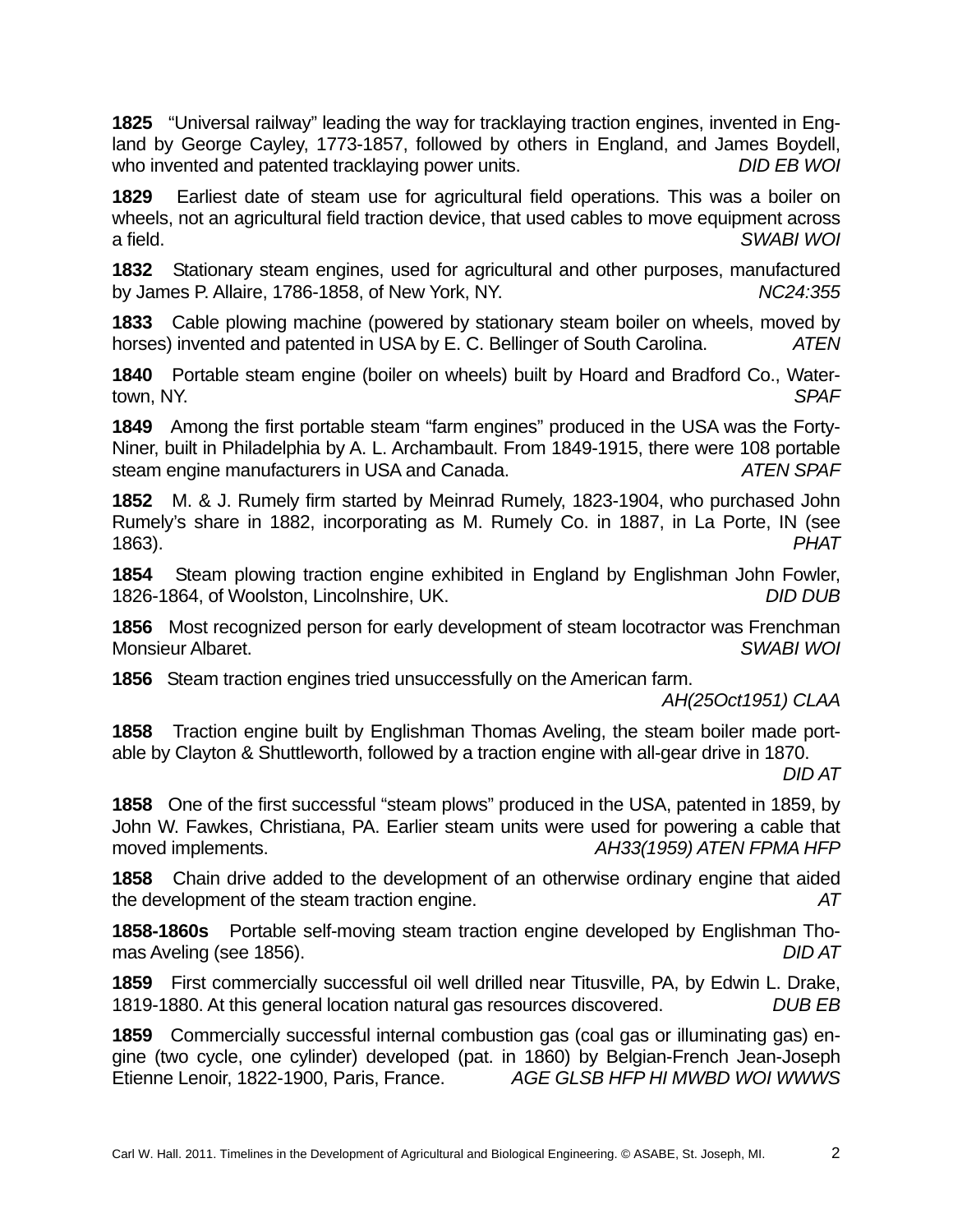**1825** “Universal railway” leading the way for tracklaying traction engines, invented in England by George Cayley, 1773-1857, followed by others in England, and James Boydell, who invented and patented tracklaying power units. *DID EB WOI*

**1829** Earliest date of steam use for agricultural field operations. This was a boiler on wheels, not an agricultural field traction device, that used cables to move equipment across a field. *SWABI WOI*

**1832** Stationary steam engines, used for agricultural and other purposes, manufactured by James P. Allaire, 1786-1858, of New York, NY. *NC24:355*

**1833** Cable plowing machine (powered by stationary steam boiler on wheels, moved by horses) invented and patented in USA by E. C. Bellinger of South Carolina. *ATEN*

**1840** Portable steam engine (boiler on wheels) built by Hoard and Bradford Co., Watertown, NY. *SPAF*

**1849** Among the first portable steam “farm engines” produced in the USA was the Forty-Niner, built in Philadelphia by A. L. Archambault. From 1849-1915, there were 108 portable steam engine manufacturers in USA and Canada. *ATEN SPAF*

**1852** M. & J. Rumely firm started by Meinrad Rumely, 1823-1904, who purchased John Rumely’s share in 1882, incorporating as M. Rumely Co. in 1887, in La Porte, IN (see 1863). *PHAT*

**1854** Steam plowing traction engine exhibited in England by Englishman John Fowler, 1826-1864, of Woolston, Lincolnshire, UK. *DID DUB*

**1856** Most recognized person for early development of steam locotractor was Frenchman Monsieur Albaret. *SWABI WOI*

**1856** Steam traction engines tried unsuccessfully on the American farm. *AH(25Oct1951) CLAA*

**1858** Traction engine built by Englishman Thomas Aveling, the steam boiler made portable by Clayton & Shuttleworth, followed by a traction engine with all-gear drive in 1870. *DID AT*

**1858** One of the first successful “steam plows” produced in the USA, patented in 1859, by John W. Fawkes, Christiana, PA. Earlier steam units were used for powering a cable that moved implements. *AH33(1959) ATEN FPMA HFP*

**1858** Chain drive added to the development of an otherwise ordinary engine that aided the development of the steam traction engine. *AT*

**1858-1860s** Portable self-moving steam traction engine developed by Englishman Thomas Aveling (see 1856). *DID AT*

**1859** First commercially successful oil well drilled near Titusville, PA, by Edwin L. Drake, 1819-1880. At this general location natural gas resources discovered. *DUB EB*

**1859** Commercially successful internal combustion gas (coal gas or illuminating gas) engine (two cycle, one cylinder) developed (pat. in 1860) by Belgian-French Jean-Joseph Etienne Lenoir, 1822-1900, Paris, France. *AGE GLSB HFP HI MWBD WOI WWWS*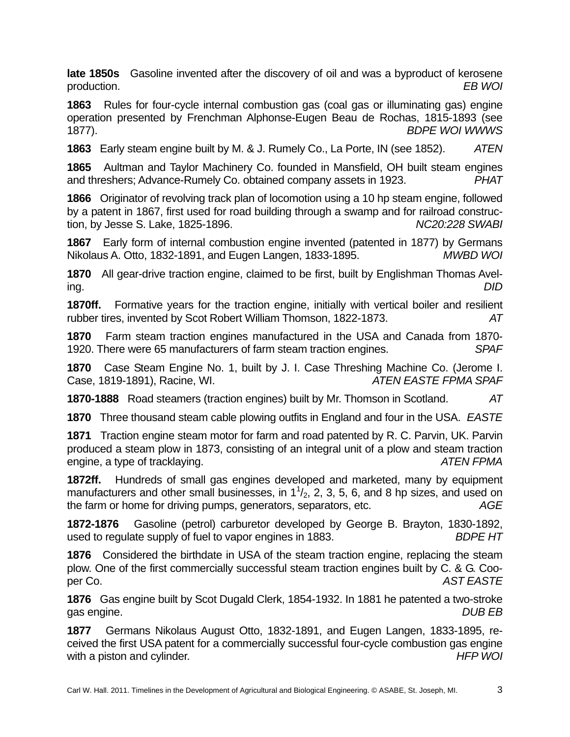**late 1850s** Gasoline invented after the discovery of oil and was a byproduct of kerosene production. *EB WOI*

**1863** Rules for four-cycle internal combustion gas (coal gas or illuminating gas) engine operation presented by Frenchman Alphonse-Eugen Beau de Rochas, 1815-1893 (see 1877). *BDPE WOI WWWS*

**1863** Early steam engine built by M. & J. Rumely Co., La Porte, IN (see 1852). *ATEN*

**1865** Aultman and Taylor Machinery Co. founded in Mansfield, OH built steam engines and threshers; Advance-Rumely Co. obtained company assets in 1923. *PHAT*

**1866** Originator of revolving track plan of locomotion using a 10 hp steam engine, followed by a patent in 1867, first used for road building through a swamp and for railroad construction, by Jesse S. Lake, 1825-1896. *NC20:228 SWABI*

**1867** Early form of internal combustion engine invented (patented in 1877) by Germans Nikolaus A. Otto, 1832-1891, and Eugen Langen, 1833-1895. *MWBD WOI*

**1870** All gear-drive traction engine, claimed to be first, built by Englishman Thomas Aveling. *DID*

**1870ff.** Formative years for the traction engine, initially with vertical boiler and resilient rubber tires, invented by Scot Robert William Thomson, 1822-1873. *AT*

**1870** Farm steam traction engines manufactured in the USA and Canada from 1870-1920. There were 65 manufacturers of farm steam traction engines. *SPAF*

**1870** Case Steam Engine No. 1, built by J. I. Case Threshing Machine Co. (Jerome I. Case, 1819-1891), Racine, WI. *ATEN EASTE FPMA SPAF*

**1870-1888** Road steamers (traction engines) built by Mr. Thomson in Scotland. *AT*

**1870** Three thousand steam cable plowing outfits in England and four in the USA. *EASTE*

**1871** Traction engine steam motor for farm and road patented by R. C. Parvin, UK. Parvin produced a steam plow in 1873, consisting of an integral unit of a plow and steam traction engine, a type of tracklaying. *ATEN FPMA*

**1872ff.** Hundreds of small gas engines developed and marketed, many by equipment manufacturers and other small businesses, in $1^1/_2$, 2, 3, 5, 6, and 8 hp sizes, and used on the farm or home for driving pumps, generators, separators, etc. *AGE*

**1872-1876** Gasoline (petrol) carburetor developed by George B. Brayton, 1830-1892, used to regulate supply of fuel to vapor engines in 1883. *BDPE HT*

**1876** Considered the birthdate in USA of the steam traction engine, replacing the steam plow. One of the first commercially successful steam traction engines built by C. & G. Cooper Co. *AST EASTE*

**1876** Gas engine built by Scot Dugald Clerk, 1854-1932. In 1881 he patented a two-stroke gas engine. *DUB EB*

**1877** Germans Nikolaus August Otto, 1832-1891, and Eugen Langen, 1833-1895, received the first USA patent for a commercially successful four-cycle combustion gas engine with a piston and cylinder. *HFP WOI*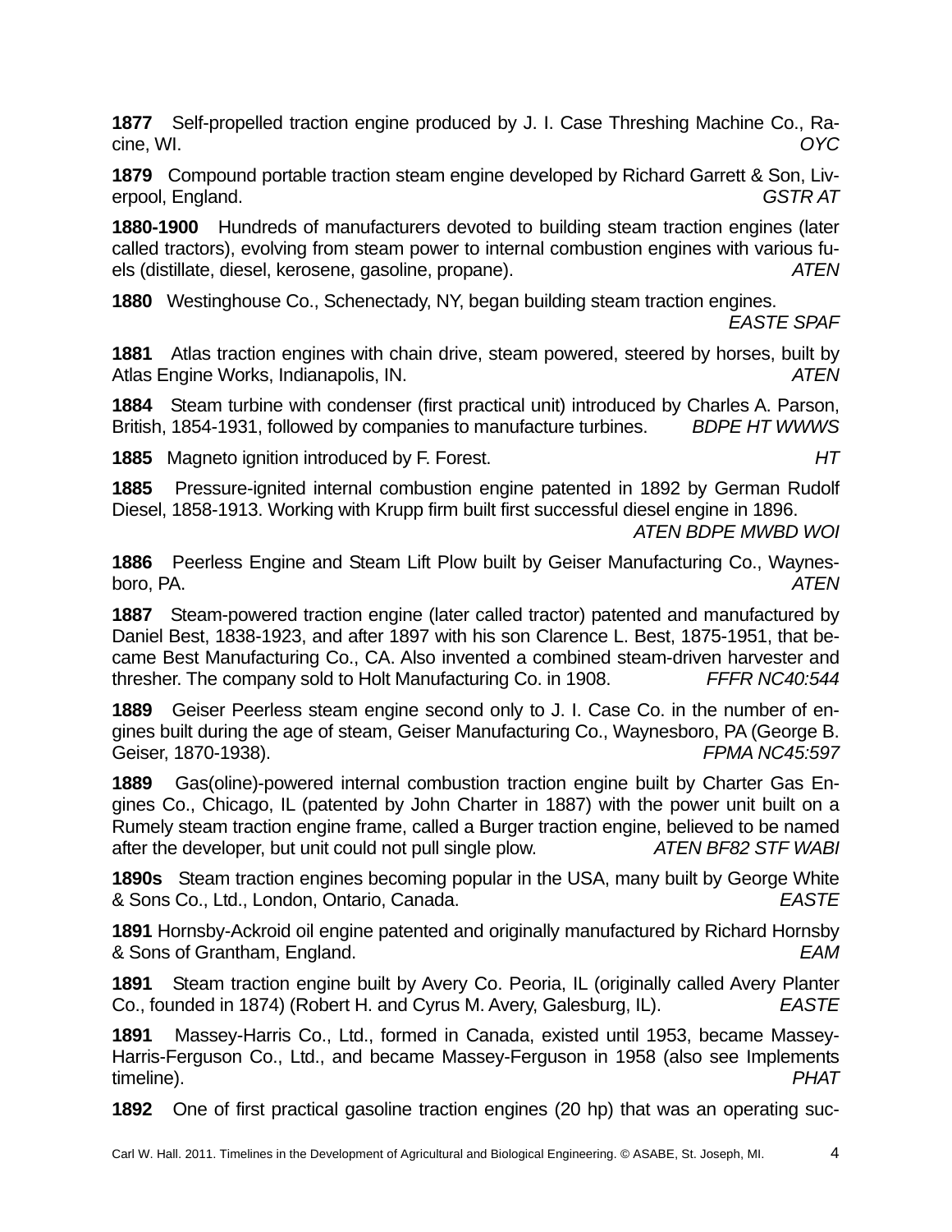**1877** Self-propelled traction engine produced by J. I. Case Threshing Machine Co., Racine, WI. *OYC*

**1879** Compound portable traction steam engine developed by Richard Garrett & Son, Liverpool, England. *GSTR AT*

**1880-1900** Hundreds of manufacturers devoted to building steam traction engines (later called tractors), evolving from steam power to internal combustion engines with various fuels (distillate, diesel, kerosene, gasoline, propane). *ATEN*

**1880** Westinghouse Co., Schenectady, NY, began building steam traction engines. *EASTE SPAF*

**1881** Atlas traction engines with chain drive, steam powered, steered by horses, built by Atlas Engine Works, Indianapolis, IN. *ATEN*

**1884** Steam turbine with condenser (first practical unit) introduced by Charles A. Parson, British, 1854-1931, followed by companies to manufacture turbines. *BDPE HT WWWS*

**1885** Magneto ignition introduced by F. Forest. *HT*

**1885** Pressure-ignited internal combustion engine patented in 1892 by German Rudolf Diesel, 1858-1913. Working with Krupp firm built first successful diesel engine in 1896. *ATEN BDPE MWBD WOI*

**1886** Peerless Engine and Steam Lift Plow built by Geiser Manufacturing Co., Waynesboro, PA. *ATEN*

**1887** Steam-powered traction engine (later called tractor) patented and manufactured by Daniel Best, 1838-1923, and after 1897 with his son Clarence L. Best, 1875-1951, that became Best Manufacturing Co., CA. Also invented a combined steam-driven harvester and thresher. The company sold to Holt Manufacturing Co. in 1908. *FFFR NC40:544*

**1889** Geiser Peerless steam engine second only to J. I. Case Co. in the number of engines built during the age of steam, Geiser Manufacturing Co., Waynesboro, PA (George B. Geiser, 1870-1938). *FPMA NC45:597*

**1889** Gas(oline)-powered internal combustion traction engine built by Charter Gas Engines Co., Chicago, IL (patented by John Charter in 1887) with the power unit built on a Rumely steam traction engine frame, called a Burger traction engine, believed to be named after the developer, but unit could not pull single plow. *ATEN BF82 STF WABI*

**1890s** Steam traction engines becoming popular in the USA, many built by George White & Sons Co., Ltd., London, Ontario, Canada. *EASTE*

**1891** Hornsby-Ackroid oil engine patented and originally manufactured by Richard Hornsby & Sons of Grantham, England. *EAM*

**1891** Steam traction engine built by Avery Co. Peoria, IL (originally called Avery Planter Co., founded in 1874) (Robert H. and Cyrus M. Avery, Galesburg, IL). *EASTE*

**1891** Massey-Harris Co., Ltd., formed in Canada, existed until 1953, became Massey-Harris-Ferguson Co., Ltd., and became Massey-Ferguson in 1958 (also see Implements timeline). *PHAT*

**1892** One of first practical gasoline traction engines (20 hp) that was an operating suc-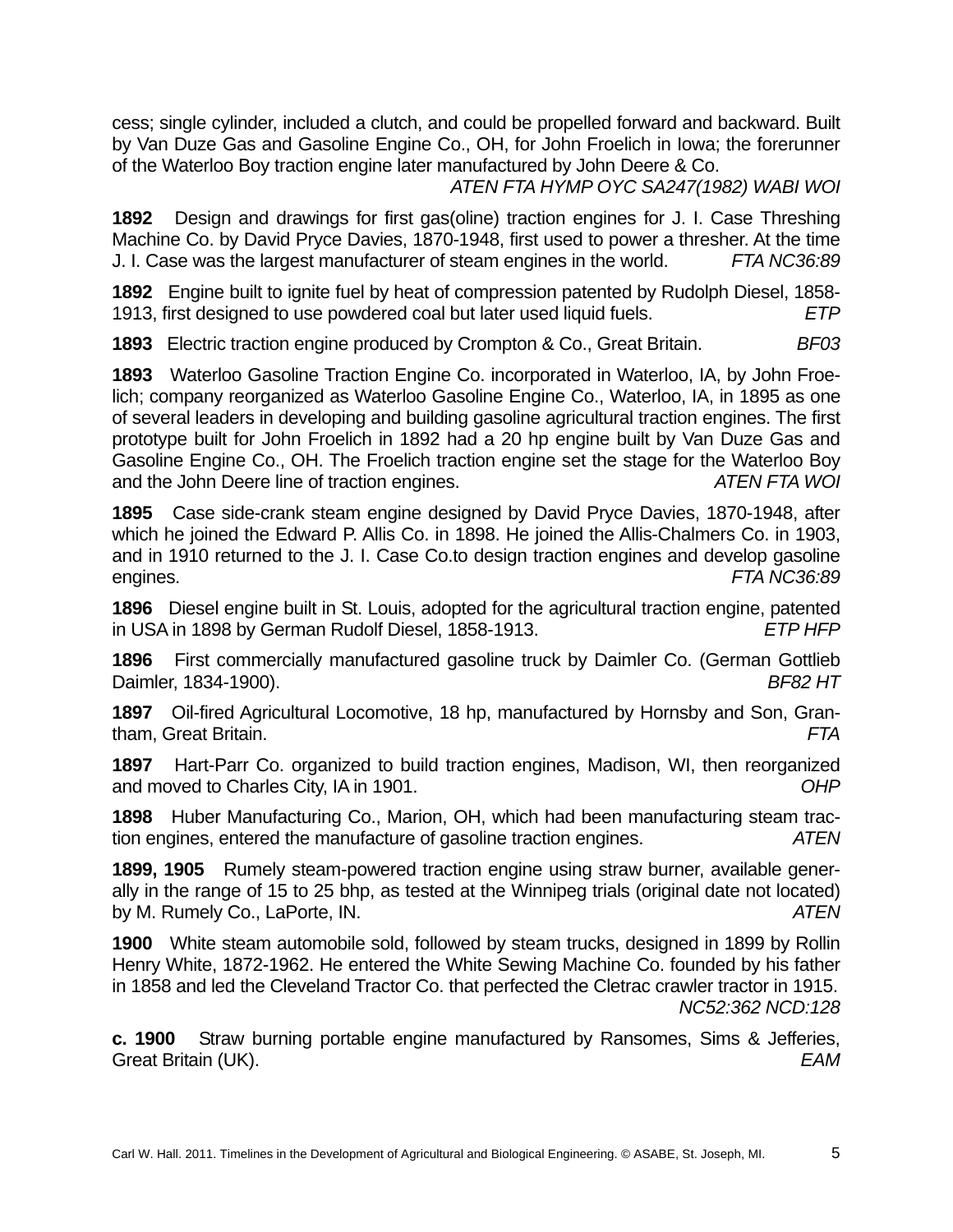cess; single cylinder, included a clutch, and could be propelled forward and backward. Built by Van Duze Gas and Gasoline Engine Co., OH, for John Froelich in Iowa; the forerunner of the Waterloo Boy traction engine later manufactured by John Deere & Co. *ATEN FTA HYMP OYC SA247(1982) WABI WOI*

**1892** Design and drawings for first gas(oline) traction engines for J. I. Case Threshing Machine Co. by David Pryce Davies, 1870-1948, first used to power a thresher. At the time J. I. Case was the largest manufacturer of steam engines in the world. *FTA NC36:89*

**1892** Engine built to ignite fuel by heat of compression patented by Rudolph Diesel, 1858-1913, first designed to use powdered coal but later used liquid fuels. *ETP*

**1893** Electric traction engine produced by Crompton & Co., Great Britain. *BF03*

**1893** Waterloo Gasoline Traction Engine Co. incorporated in Waterloo, IA, by John Froelich; company reorganized as Waterloo Gasoline Engine Co., Waterloo, IA, in 1895 as one of several leaders in developing and building gasoline agricultural traction engines. The first prototype built for John Froelich in 1892 had a 20 hp engine built by Van Duze Gas and Gasoline Engine Co., OH. The Froelich traction engine set the stage for the Waterloo Boy and the John Deere line of traction engines. *ATEN FTA WOI*

**1895** Case side-crank steam engine designed by David Pryce Davies, 1870-1948, after which he joined the Edward P. Allis Co. in 1898. He joined the Allis-Chalmers Co. in 1903, and in 1910 returned to the J. I. Case Co.to design traction engines and develop gasoline engines. *FTA NC36:89*

**1896** Diesel engine built in St. Louis, adopted for the agricultural traction engine, patented in USA in 1898 by German Rudolf Diesel, 1858-1913. *ETP HFP*

**1896** First commercially manufactured gasoline truck by Daimler Co. (German Gottlieb Daimler, 1834-1900). *BF82 HT*

**1897** Oil-fired Agricultural Locomotive, 18 hp, manufactured by Hornsby and Son, Grantham, Great Britain. *FTA*

**1897** Hart-Parr Co. organized to build traction engines, Madison, WI, then reorganized and moved to Charles City, IA in 1901. *OHP*

**1898** Huber Manufacturing Co., Marion, OH, which had been manufacturing steam traction engines, entered the manufacture of gasoline traction engines. *ATEN*

**1899, 1905** Rumely steam-powered traction engine using straw burner, available generally in the range of 15 to 25 bhp, as tested at the Winnipeg trials (original date not located) by M. Rumely Co., LaPorte, IN. *ATEN*

**1900** White steam automobile sold, followed by steam trucks, designed in 1899 by Rollin Henry White, 1872-1962. He entered the White Sewing Machine Co. founded by his father in 1858 and led the Cleveland Tractor Co. that perfected the Cletrac crawler tractor in 1915. *NC52:362 NCD:128*

**c. 1900** Straw burning portable engine manufactured by Ransomes, Sims & Jefferies, Great Britain (UK). *EAM*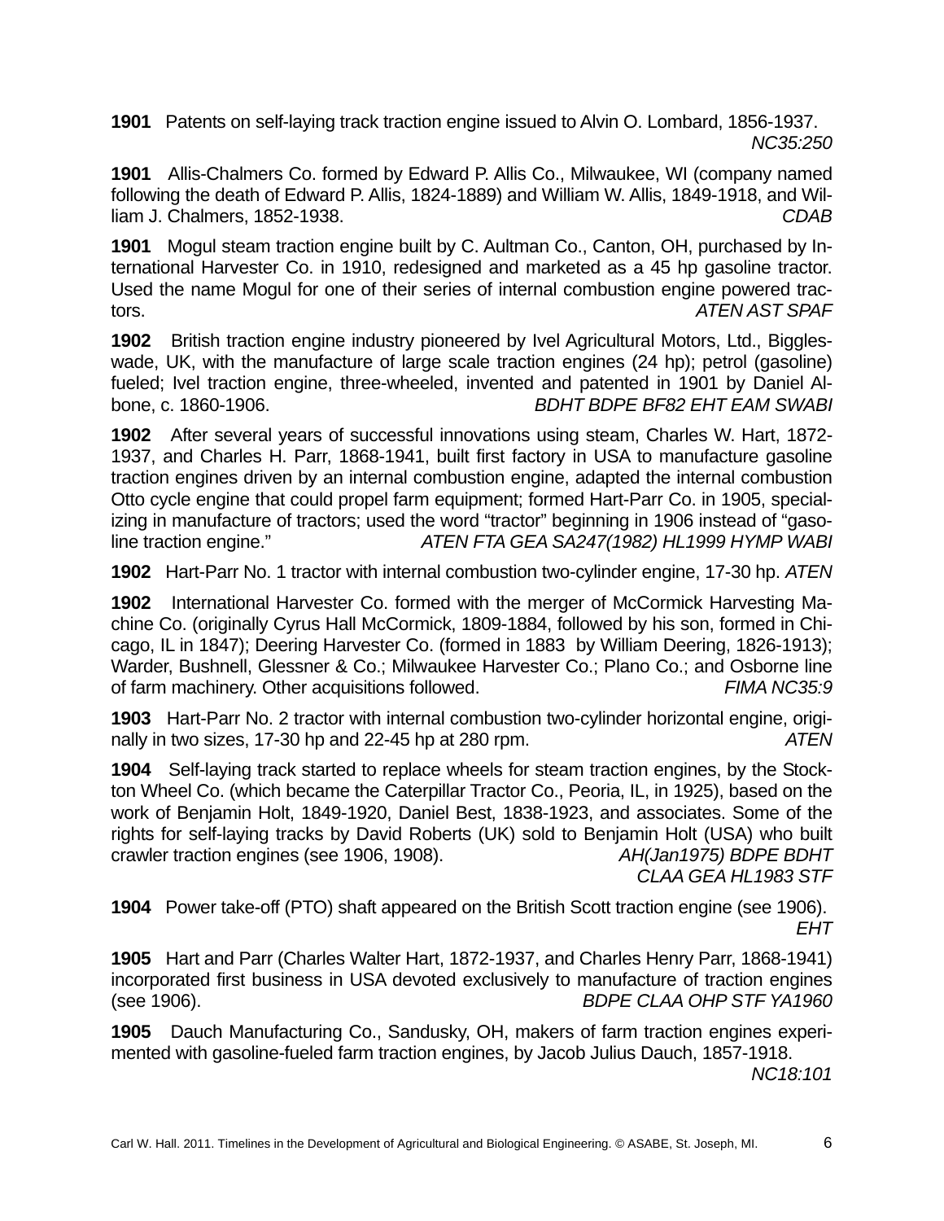**1901** Patents on self-laying track traction engine issued to Alvin O. Lombard, 1856-1937. *NC35:250*

**1901** Allis-Chalmers Co. formed by Edward P. Allis Co., Milwaukee, WI (company named following the death of Edward P. Allis, 1824-1889) and William W. Allis, 1849-1918, and William J. Chalmers, 1852-1938. *CDAB*

**1901** Mogul steam traction engine built by C. Aultman Co., Canton, OH, purchased by International Harvester Co. in 1910, redesigned and marketed as a 45 hp gasoline tractor. Used the name Mogul for one of their series of internal combustion engine powered tractors. *ATEN AST SPAF*

**1902** British traction engine industry pioneered by Ivel Agricultural Motors, Ltd., Biggleswade, UK, with the manufacture of large scale traction engines (24 hp); petrol (gasoline) fueled; Ivel traction engine, three-wheeled, invented and patented in 1901 by Daniel Albone, c. 1860-1906. *BDHT BDPE BF82 EHT EAM SWABI*

**1902** After several years of successful innovations using steam, Charles W. Hart, 1872-1937, and Charles H. Parr, 1868-1941, built first factory in USA to manufacture gasoline traction engines driven by an internal combustion engine, adapted the internal combustion Otto cycle engine that could propel farm equipment; formed Hart-Parr Co. in 1905, specializing in manufacture of tractors; used the word "tractor" beginning in 1906 instead of "gasoline traction engine." *ATEN FTA GEA SA247(1982) HL1999 HYMP WABI*

**1902** Hart-Parr No. 1 tractor with internal combustion two-cylinder engine, 17-30 hp. *ATEN*

**1902** International Harvester Co. formed with the merger of McCormick Harvesting Machine Co. (originally Cyrus Hall McCormick, 1809-1884, followed by his son, formed in Chicago, IL in 1847); Deering Harvester Co. (formed in 1883 by William Deering, 1826-1913); Warder, Bushnell, Glessner & Co.; Milwaukee Harvester Co.; Plano Co.; and Osborne line of farm machinery. Other acquisitions followed. *FIMA NC35:9*

**1903** Hart-Parr No. 2 tractor with internal combustion two-cylinder horizontal engine, originally in two sizes, 17-30 hp and 22-45 hp at 280 rpm. *ATEN*

**1904** Self-laying track started to replace wheels for steam traction engines, by the Stockton Wheel Co. (which became the Caterpillar Tractor Co., Peoria, IL, in 1925), based on the work of Benjamin Holt, 1849-1920, Daniel Best, 1838-1923, and associates. Some of the rights for self-laying tracks by David Roberts (UK) sold to Benjamin Holt (USA) who built crawler traction engines (see 1906, 1908). *AH(Jan1975) BDPE BDHT CLAA GEA HL1983 STF*

**1904** Power take-off (PTO) shaft appeared on the British Scott traction engine (see 1906). *EHT*

**1905** Hart and Parr (Charles Walter Hart, 1872-1937, and Charles Henry Parr, 1868-1941) incorporated first business in USA devoted exclusively to manufacture of traction engines (see 1906). *BDPE CLAA OHP STF YA1960*

**1905** Dauch Manufacturing Co., Sandusky, OH, makers of farm traction engines experimented with gasoline-fueled farm traction engines, by Jacob Julius Dauch, 1857-1918. *NC18:101*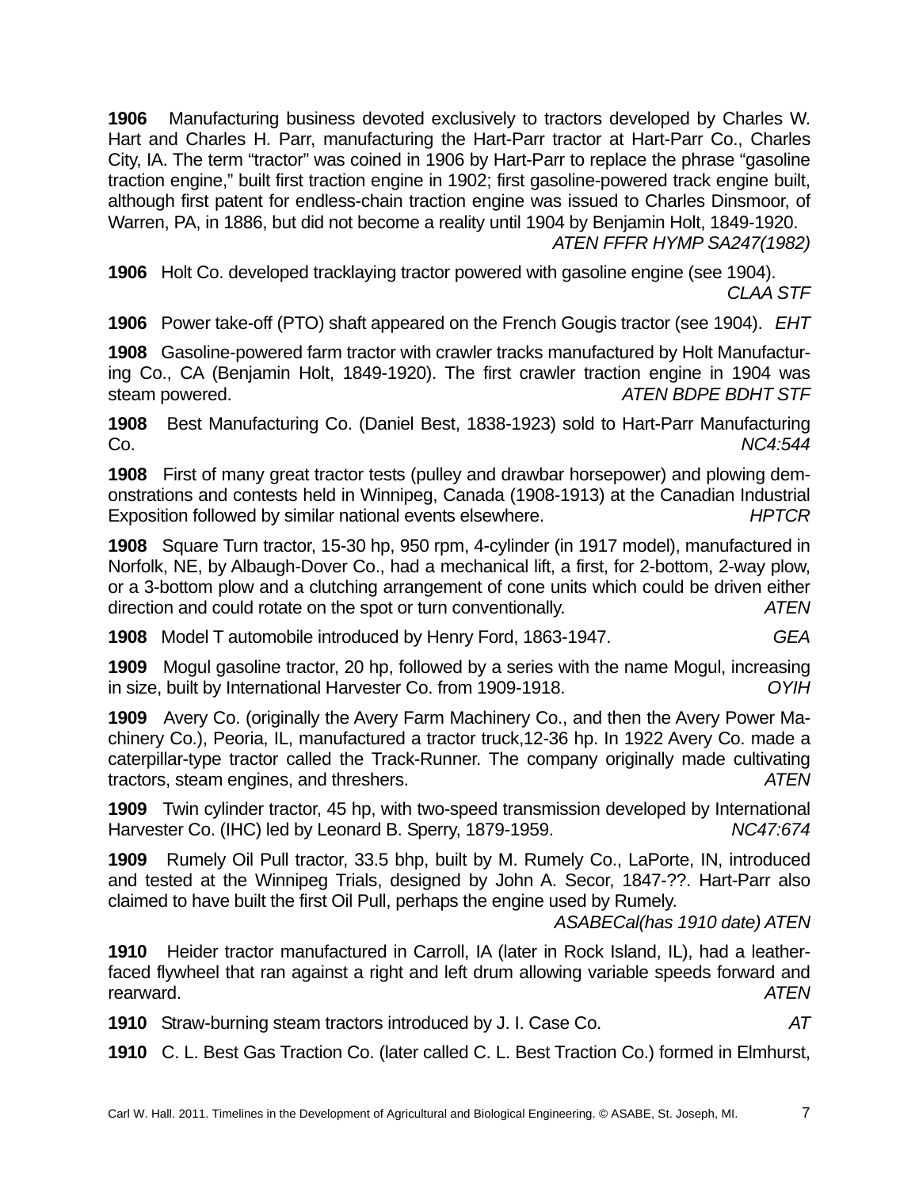**1906** Manufacturing business devoted exclusively to tractors developed by Charles W. Hart and Charles H. Parr, manufacturing the Hart-Parr tractor at Hart-Parr Co., Charles City, IA. The term “tractor” was coined in 1906 by Hart-Parr to replace the phrase “gasoline traction engine,” built first traction engine in 1902; first gasoline-powered track engine built, although first patent for endless-chain traction engine was issued to Charles Dinsmoor, of Warren, PA, in 1886, but did not become a reality until 1904 by Benjamin Holt, 1849-1920. *ATEN FFFR HYMP SA247(1982)*

**1906** Holt Co. developed tracklaying tractor powered with gasoline engine (see 1904). *CLAA STF*

**1906** Power take-off (PTO) shaft appeared on the French Gougis tractor (see 1904). *EHT*

**1908** Gasoline-powered farm tractor with crawler tracks manufactured by Holt Manufacturing Co., CA (Benjamin Holt, 1849-1920). The first crawler traction engine in 1904 was steam powered. *ATEN BDPE BDHT STF*

**1908** Best Manufacturing Co. (Daniel Best, 1838-1923) sold to Hart-Parr Manufacturing Co. *NC4:544*

**1908** First of many great tractor tests (pulley and drawbar horsepower) and plowing demonstrations and contests held in Winnipeg, Canada (1908-1913) at the Canadian Industrial Exposition followed by similar national events elsewhere. *HPTCR*

**1908** Square Turn tractor, 15-30 hp, 950 rpm, 4-cylinder (in 1917 model), manufactured in Norfolk, NE, by Albaugh-Dover Co., had a mechanical lift, a first, for 2-bottom, 2-way plow, or a 3-bottom plow and a clutching arrangement of cone units which could be driven either direction and could rotate on the spot or turn conventionally. *ATEN*

**1908** Model T automobile introduced by Henry Ford, 1863-1947. *GEA*

**1909** Mogul gasoline tractor, 20 hp, followed by a series with the name Mogul, increasing in size, built by International Harvester Co. from 1909-1918. *OYIH*

**1909** Avery Co. (originally the Avery Farm Machinery Co., and then the Avery Power Machinery Co.), Peoria, IL, manufactured a tractor truck,12-36 hp. In 1922 Avery Co. made a caterpillar-type tractor called the Track-Runner. The company originally made cultivating tractors, steam engines, and threshers. *ATEN*

**1909** Twin cylinder tractor, 45 hp, with two-speed transmission developed by International Harvester Co. (IHC) led by Leonard B. Sperry, 1879-1959. *NC47:674*

**1909** Rumely Oil Pull tractor, 33.5 bhp, built by M. Rumely Co., LaPorte, IN, introduced and tested at the Winnipeg Trials, designed by John A. Secor, 1847-??. Hart-Parr also claimed to have built the first Oil Pull, perhaps the engine used by Rumely. *ASABECal(has 1910 date) ATEN*

**1910** Heider tractor manufactured in Carroll, IA (later in Rock Island, IL), had a leather-faced flywheel that ran against a right and left drum allowing variable speeds forward and rearward. *ATEN*

**1910** Straw-burning steam tractors introduced by J. I. Case Co. *AT*

**1910** C. L. Best Gas Traction Co. (later called C. L. Best Traction Co.) formed in Elmhurst,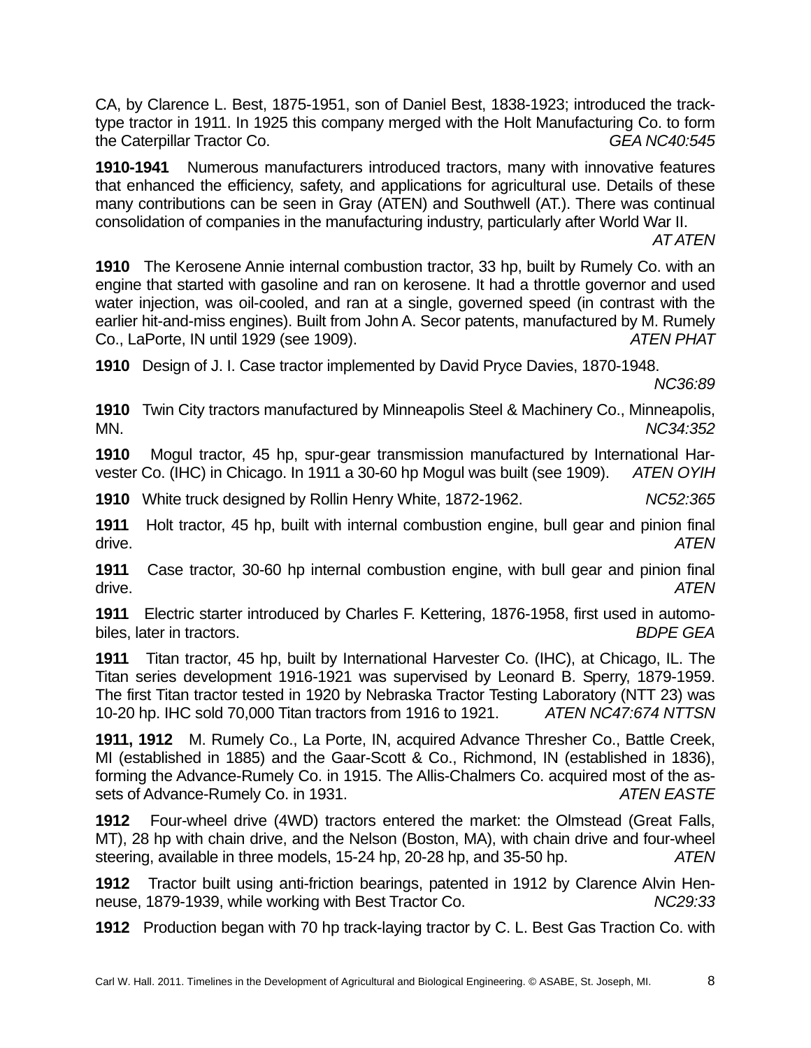CA, by Clarence L. Best, 1875-1951, son of Daniel Best, 1838-1923; introduced the track-type tractor in 1911. In 1925 this company merged with the Holt Manufacturing Co. to form the Caterpillar Tractor Co. *GEA NC40:545*

**1910-1941** Numerous manufacturers introduced tractors, many with innovative features that enhanced the efficiency, safety, and applications for agricultural use. Details of these many contributions can be seen in Gray (ATEN) and Southwell (AT.). There was continual consolidation of companies in the manufacturing industry, particularly after World War II. *AT ATEN*

**1910** The Kerosene Annie internal combustion tractor, 33 hp, built by Rumely Co. with an engine that started with gasoline and ran on kerosene. It had a throttle governor and used water injection, was oil-cooled, and ran at a single, governed speed (in contrast with the earlier hit-and-miss engines). Built from John A. Secor patents, manufactured by M. Rumely Co., LaPorte, IN until 1929 (see 1909). *ATEN PHAT*

**1910** Design of J. I. Case tractor implemented by David Pryce Davies, 1870-1948. *NC36:89*

**1910** Twin City tractors manufactured by Minneapolis Steel & Machinery Co., Minneapolis, MN. *NC34:352*

**1910** Mogul tractor, 45 hp, spur-gear transmission manufactured by International Harvester Co. (IHC) in Chicago. In 1911 a 30-60 hp Mogul was built (see 1909). *ATEN OYIH*

**1910** White truck designed by Rollin Henry White, 1872-1962. *NC52:365*

**1911** Holt tractor, 45 hp, built with internal combustion engine, bull gear and pinion final drive. *ATEN*

**1911** Case tractor, 30-60 hp internal combustion engine, with bull gear and pinion final drive. *ATEN*

**1911** Electric starter introduced by Charles F. Kettering, 1876-1958, first used in automobiles, later in tractors. *BDPE GEA*

**1911** Titan tractor, 45 hp, built by International Harvester Co. (IHC), at Chicago, IL. The Titan series development 1916-1921 was supervised by Leonard B. Sperry, 1879-1959. The first Titan tractor tested in 1920 by Nebraska Tractor Testing Laboratory (NTT 23) was 10-20 hp. IHC sold 70,000 Titan tractors from 1916 to 1921. *ATEN NC47:674 NTTSN*

**1911, 1912** M. Rumely Co., La Porte, IN, acquired Advance Thresher Co., Battle Creek, MI (established in 1885) and the Gaar-Scott & Co., Richmond, IN (established in 1836), forming the Advance-Rumely Co. in 1915. The Allis-Chalmers Co. acquired most of the assets of Advance-Rumely Co. in 1931. *ATEN EASTE*

**1912** Four-wheel drive (4WD) tractors entered the market: the Olmstead (Great Falls, MT), 28 hp with chain drive, and the Nelson (Boston, MA), with chain drive and four-wheel steering, available in three models, 15-24 hp, 20-28 hp, and 35-50 hp. *ATEN*

**1912** Tractor built using anti-friction bearings, patented in 1912 by Clarence Alvin Henneuse, 1879-1939, while working with Best Tractor Co. *NC29:33*

**1912** Production began with 70 hp track-laying tractor by C. L. Best Gas Traction Co. with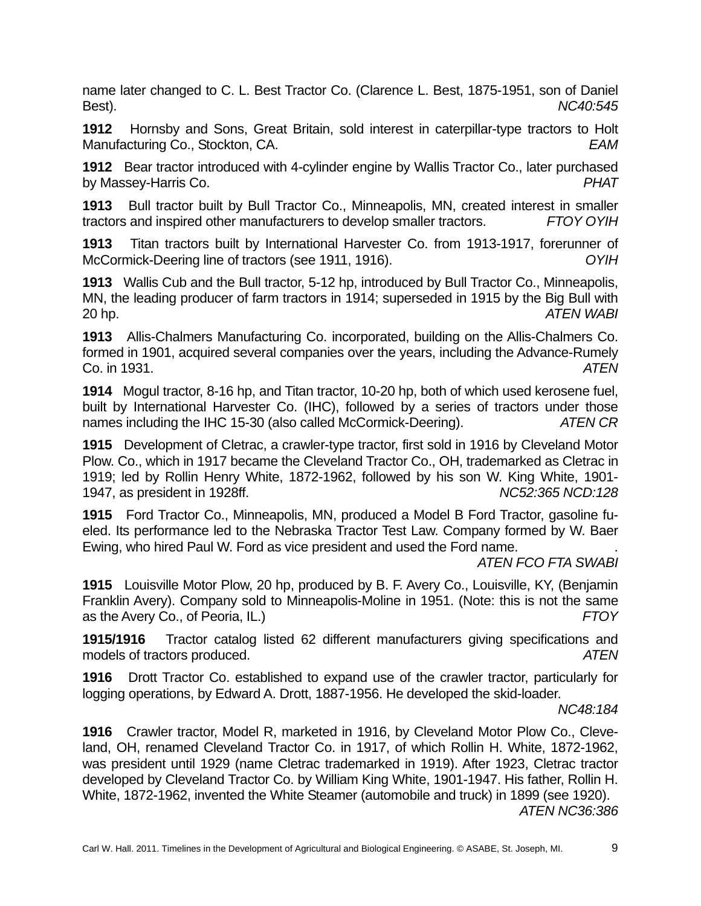name later changed to C. L. Best Tractor Co. (Clarence L. Best, 1875-1951, son of Daniel Best). *NC40:545*

**1912** Hornsby and Sons, Great Britain, sold interest in caterpillar-type tractors to Holt Manufacturing Co., Stockton, CA. *EAM*

**1912** Bear tractor introduced with 4-cylinder engine by Wallis Tractor Co., later purchased by Massey-Harris Co. *PHAT*

**1913** Bull tractor built by Bull Tractor Co., Minneapolis, MN, created interest in smaller tractors and inspired other manufacturers to develop smaller tractors. *FTOY OYIH*

**1913** Titan tractors built by International Harvester Co. from 1913-1917, forerunner of McCormick-Deering line of tractors (see 1911, 1916). *OYIH*

**1913** Wallis Cub and the Bull tractor, 5-12 hp, introduced by Bull Tractor Co., Minneapolis, MN, the leading producer of farm tractors in 1914; superseded in 1915 by the Big Bull with 20 hp. *ATEN WABI*

**1913** Allis-Chalmers Manufacturing Co. incorporated, building on the Allis-Chalmers Co. formed in 1901, acquired several companies over the years, including the Advance-Rumely Co. in 1931. *ATEN*

**1914** Mogul tractor, 8-16 hp, and Titan tractor, 10-20 hp, both of which used kerosene fuel, built by International Harvester Co. (IHC), followed by a series of tractors under those names including the IHC 15-30 (also called McCormick-Deering). *ATEN CR*

**1915** Development of Cletrac, a crawler-type tractor, first sold in 1916 by Cleveland Motor Plow. Co., which in 1917 became the Cleveland Tractor Co., OH, trademarked as Cletrac in 1919; led by Rollin Henry White, 1872-1962, followed by his son W. King White, 1901-1947, as president in 1928ff. *NC52:365 NCD:128*

**1915** Ford Tractor Co., Minneapolis, MN, produced a Model B Ford Tractor, gasoline fueled. Its performance led to the Nebraska Tractor Test Law. Company formed by W. Baer Ewing, who hired Paul W. Ford as vice president and used the Ford name. . *ATEN FCO FTA SWABI*

**1915** Louisville Motor Plow, 20 hp, produced by B. F. Avery Co., Louisville, KY, (Benjamin Franklin Avery). Company sold to Minneapolis-Moline in 1951. (Note: this is not the same as the Avery Co., of Peoria, IL.) *FTOY*

**1915/1916** Tractor catalog listed 62 different manufacturers giving specifications and models of tractors produced. *ATEN*

**1916** Drott Tractor Co. established to expand use of the crawler tractor, particularly for logging operations, by Edward A. Drott, 1887-1956. He developed the skid-loader. *NC48:184*

**1916** Crawler tractor, Model R, marketed in 1916, by Cleveland Motor Plow Co., Cleveland, OH, renamed Cleveland Tractor Co. in 1917, of which Rollin H. White, 1872-1962, was president until 1929 (name Cletrac trademarked in 1919). After 1923, Cletrac tractor developed by Cleveland Tractor Co. by William King White, 1901-1947. His father, Rollin H. White, 1872-1962, invented the White Steamer (automobile and truck) in 1899 (see 1920). *ATEN NC36:386*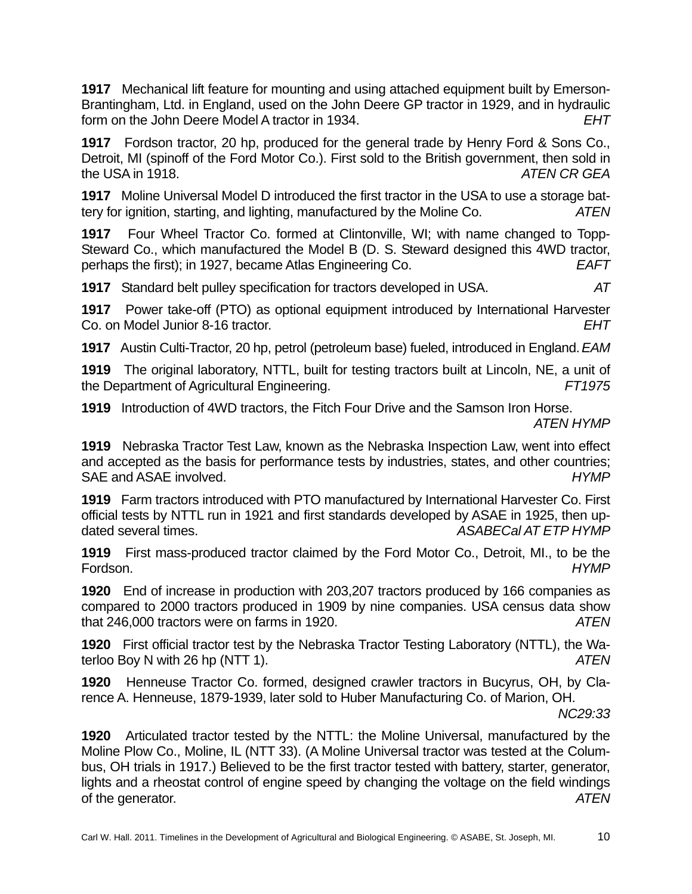**1917** Mechanical lift feature for mounting and using attached equipment built by Emerson-Brantingham, Ltd. in England, used on the John Deere GP tractor in 1929, and in hydraulic form on the John Deere Model A tractor in 1934. *EHT*

**1917** Fordson tractor, 20 hp, produced for the general trade by Henry Ford & Sons Co., Detroit, MI (spinoff of the Ford Motor Co.). First sold to the British government, then sold in the USA in 1918. *ATEN CR GEA*

**1917** Moline Universal Model D introduced the first tractor in the USA to use a storage battery for ignition, starting, and lighting, manufactured by the Moline Co. *ATEN*

**1917** Four Wheel Tractor Co. formed at Clintonville, WI; with name changed to Topp-Steward Co., which manufactured the Model B (D. S. Steward designed this 4WD tractor, perhaps the first); in 1927, became Atlas Engineering Co. *EAFT*

**1917** Standard belt pulley specification for tractors developed in USA. *AT*

**1917** Power take-off (PTO) as optional equipment introduced by International Harvester Co. on Model Junior 8-16 tractor. *EHT*

**1917** Austin Culti-Tractor, 20 hp, petrol (petroleum base) fueled, introduced in England. *EAM*

**1919** The original laboratory, NTTL, built for testing tractors built at Lincoln, NE, a unit of the Department of Agricultural Engineering. *FT1975*

**1919** Introduction of 4WD tractors, the Fitch Four Drive and the Samson Iron Horse. *ATEN HYMP*

**1919** Nebraska Tractor Test Law, known as the Nebraska Inspection Law, went into effect and accepted as the basis for performance tests by industries, states, and other countries; SAE and ASAE involved. *HYMP*

**1919** Farm tractors introduced with PTO manufactured by International Harvester Co. First official tests by NTTL run in 1921 and first standards developed by ASAE in 1925, then updated several times. *ASABECal AT ETP HYMP*

**1919** First mass-produced tractor claimed by the Ford Motor Co., Detroit, MI., to be the Fordson. *HYMP*

**1920** End of increase in production with 203,207 tractors produced by 166 companies as compared to 2000 tractors produced in 1909 by nine companies. USA census data show that 246,000 tractors were on farms in 1920. *ATEN*

**1920** First official tractor test by the Nebraska Tractor Testing Laboratory (NTTL), the Waterloo Boy N with 26 hp (NTT 1). *ATEN*

**1920** Henneuse Tractor Co. formed, designed crawler tractors in Bucyrus, OH, by Clarence A. Henneuse, 1879-1939, later sold to Huber Manufacturing Co. of Marion, OH. *NC29:33*

**1920** Articulated tractor tested by the NTTL: the Moline Universal, manufactured by the Moline Plow Co., Moline, IL (NTT 33). (A Moline Universal tractor was tested at the Columbus, OH trials in 1917.) Believed to be the first tractor tested with battery, starter, generator, lights and a rheostat control of engine speed by changing the voltage on the field windings of the generator. *ATEN*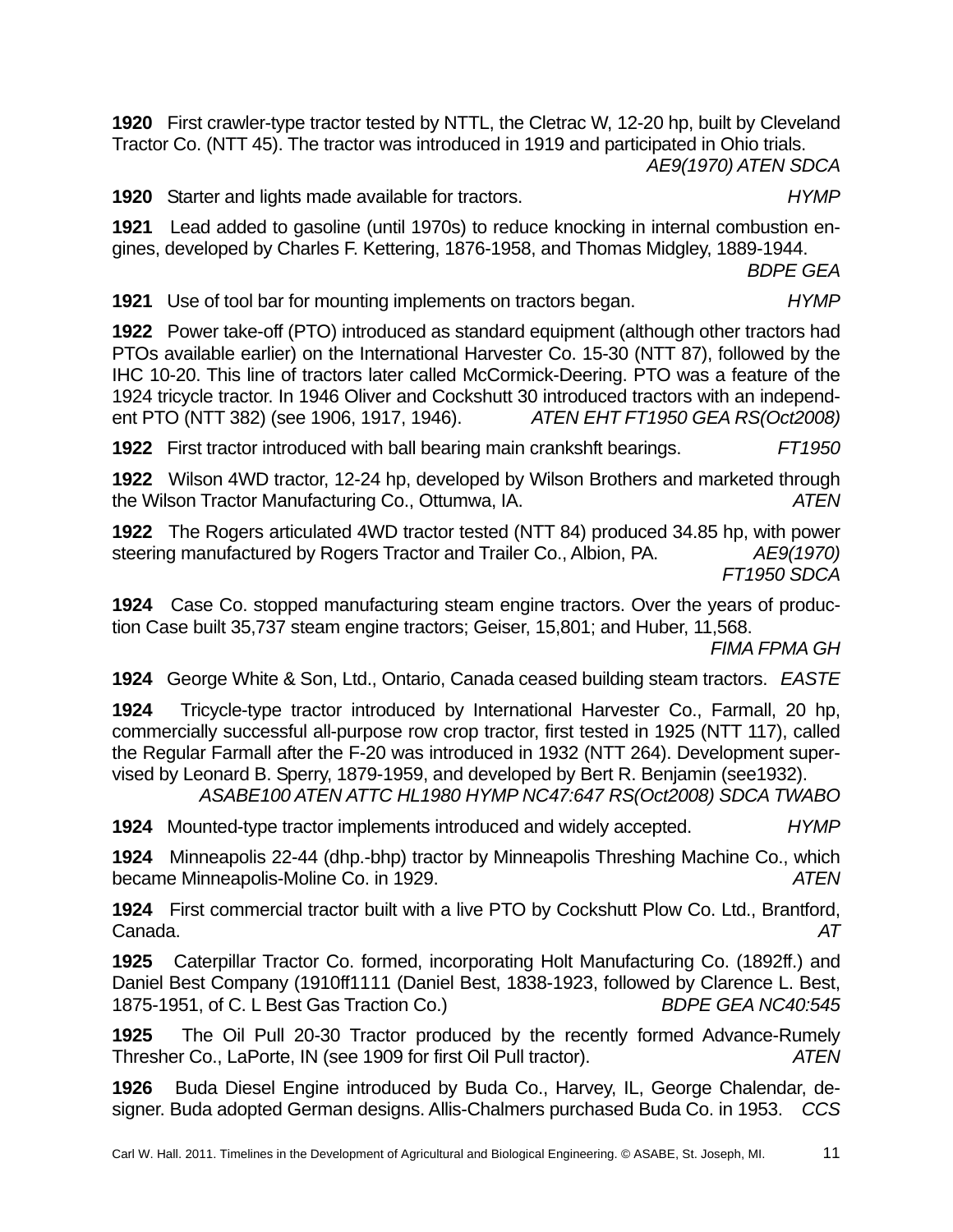**1920** First crawler-type tractor tested by NTTL, the Cletrac W, 12-20 hp, built by Cleveland Tractor Co. (NTT 45). The tractor was introduced in 1919 and participated in Ohio trials. *AE9(1970) ATEN SDCA*

**1920** Starter and lights made available for tractors. *HYMP*

**1921** Lead added to gasoline (until 1970s) to reduce knocking in internal combustion engines, developed by Charles F. Kettering, 1876-1958, and Thomas Midgley, 1889-1944. *BDPE GEA*

**1921** Use of tool bar for mounting implements on tractors began. *HYMP*

**1922** Power take-off (PTO) introduced as standard equipment (although other tractors had PTOs available earlier) on the International Harvester Co. 15-30 (NTT 87), followed by the IHC 10-20. This line of tractors later called McCormick-Deering. PTO was a feature of the 1924 tricycle tractor. In 1946 Oliver and Cockshutt 30 introduced tractors with an independent PTO (NTT 382) (see 1906, 1917, 1946). *ATEN EHT FT1950 GEA RS(Oct2008)*

**1922** First tractor introduced with ball bearing main crankshft bearings. *FT1950*

**1922** Wilson 4WD tractor, 12-24 hp, developed by Wilson Brothers and marketed through the Wilson Tractor Manufacturing Co., Ottumwa, IA. *ATEN*

**1922** The Rogers articulated 4WD tractor tested (NTT 84) produced 34.85 hp, with power steering manufactured by Rogers Tractor and Trailer Co., Albion, PA. *AE9(1970) FT1950 SDCA*

**1924** Case Co. stopped manufacturing steam engine tractors. Over the years of production Case built 35,737 steam engine tractors; Geiser, 15,801; and Huber, 11,568. *FIMA FPMA GH*

**1924** George White & Son, Ltd., Ontario, Canada ceased building steam tractors. *EASTE*

**1924** Tricycle-type tractor introduced by International Harvester Co., Farmall, 20 hp, commercially successful all-purpose row crop tractor, first tested in 1925 (NTT 117), called the Regular Farmall after the F-20 was introduced in 1932 (NTT 264). Development supervised by Leonard B. Sperry, 1879-1959, and developed by Bert R. Benjamin (see1932). *ASABE100 ATEN ATTC HL1980 HYMP NC47:647 RS(Oct2008) SDCA TWABO*

**1924** Mounted-type tractor implements introduced and widely accepted. *HYMP*

**1924** Minneapolis 22-44 (dhp.-bhp) tractor by Minneapolis Threshing Machine Co., which became Minneapolis-Moline Co. in 1929. *ATEN*

**1924** First commercial tractor built with a live PTO by Cockshutt Plow Co. Ltd., Brantford, Canada. *AT*

**1925** Caterpillar Tractor Co. formed, incorporating Holt Manufacturing Co. (1892ff.) and Daniel Best Company (1910ff1111 (Daniel Best, 1838-1923, followed by Clarence L. Best, 1875-1951, of C. L Best Gas Traction Co.) *BDPE GEA NC40:545*

**1925** The Oil Pull 20-30 Tractor produced by the recently formed Advance-Rumely Thresher Co., LaPorte, IN (see 1909 for first Oil Pull tractor). *ATEN*

**1926** Buda Diesel Engine introduced by Buda Co., Harvey, IL, George Chalendar, designer. Buda adopted German designs. Allis-Chalmers purchased Buda Co. in 1953. *CCS*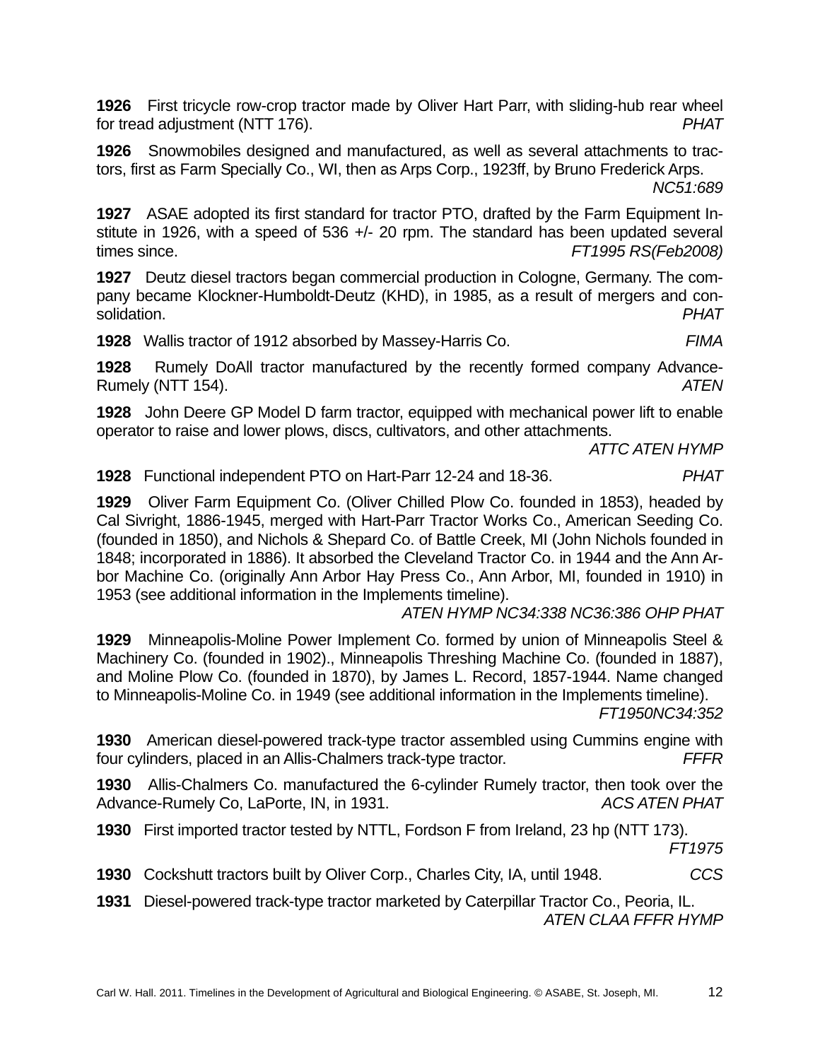**1926** First tricycle row-crop tractor made by Oliver Hart Parr, with sliding-hub rear wheel for tread adjustment (NTT 176). *PHAT*

**1926** Snowmobiles designed and manufactured, as well as several attachments to tractors, first as Farm Specially Co., WI, then as Arps Corp., 1923ff, by Bruno Frederick Arps. *NC51:689*

**1927** ASAE adopted its first standard for tractor PTO, drafted by the Farm Equipment Institute in 1926, with a speed of 536 +/- 20 rpm. The standard has been updated several times since. *FT1995 RS(Feb2008)*

**1927** Deutz diesel tractors began commercial production in Cologne, Germany. The company became Klockner-Humboldt-Deutz (KHD), in 1985, as a result of mergers and consolidation. *PHAT*

**1928** Wallis tractor of 1912 absorbed by Massey-Harris Co. *FIMA*

**1928** Rumely DoAll tractor manufactured by the recently formed company Advance-Rumely (NTT 154). *ATEN*

**1928** John Deere GP Model D farm tractor, equipped with mechanical power lift to enable operator to raise and lower plows, discs, cultivators, and other attachments. *ATTC ATEN HYMP*

**1928** Functional independent PTO on Hart-Parr 12-24 and 18-36. *PHAT*

**1929** Oliver Farm Equipment Co. (Oliver Chilled Plow Co. founded in 1853), headed by Cal Sivright, 1886-1945, merged with Hart-Parr Tractor Works Co., American Seeding Co. (founded in 1850), and Nichols & Shepard Co. of Battle Creek, MI (John Nichols founded in 1848; incorporated in 1886). It absorbed the Cleveland Tractor Co. in 1944 and the Ann Arbor Machine Co. (originally Ann Arbor Hay Press Co., Ann Arbor, MI, founded in 1910) in 1953 (see additional information in the Implements timeline). *ATEN HYMP NC34:338 NC36:386 OHP PHAT*

**1929** Minneapolis-Moline Power Implement Co. formed by union of Minneapolis Steel & Machinery Co. (founded in 1902)., Minneapolis Threshing Machine Co. (founded in 1887), and Moline Plow Co. (founded in 1870), by James L. Record, 1857-1944. Name changed to Minneapolis-Moline Co. in 1949 (see additional information in the Implements timeline). *FT1950NC34:352*

**1930** American diesel-powered track-type tractor assembled using Cummins engine with four cylinders, placed in an Allis-Chalmers track-type tractor. *FFFR*

**1930** Allis-Chalmers Co. manufactured the 6-cylinder Rumely tractor, then took over the Advance-Rumely Co, LaPorte, IN, in 1931. *ACS ATEN PHAT*

**1930** First imported tractor tested by NTTL, Fordson F from Ireland, 23 hp (NTT 173). *FT1975*

**1930** Cockshutt tractors built by Oliver Corp., Charles City, IA, until 1948. *CCS*

**1931** Diesel-powered track-type tractor marketed by Caterpillar Tractor Co., Peoria, IL. *ATEN CLAA FFFR HYMP*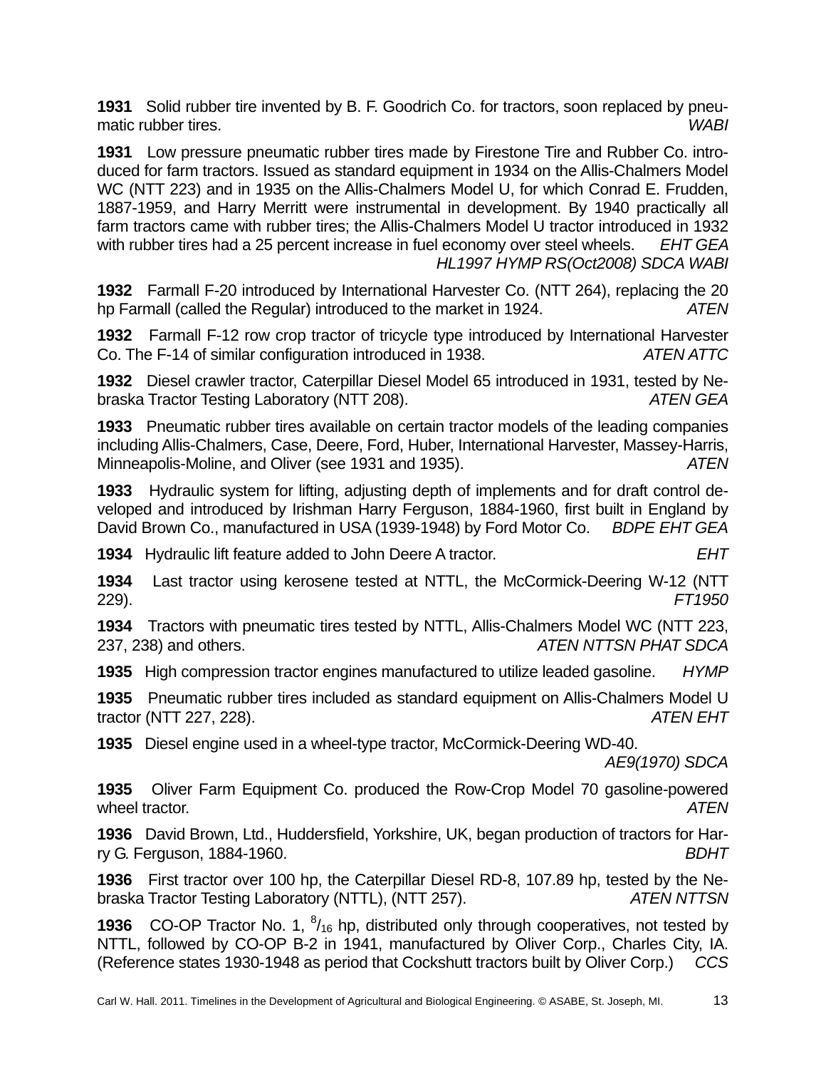**1931** Solid rubber tire invented by B. F. Goodrich Co. for tractors, soon replaced by pneumatic rubber tires. *WABI*

**1931** Low pressure pneumatic rubber tires made by Firestone Tire and Rubber Co. introduced for farm tractors. Issued as standard equipment in 1934 on the Allis-Chalmers Model WC (NTT 223) and in 1935 on the Allis-Chalmers Model U, for which Conrad E. Frudden, 1887-1959, and Harry Merritt were instrumental in development. By 1940 practically all farm tractors came with rubber tires; the Allis-Chalmers Model U tractor introduced in 1932 with rubber tires had a 25 percent increase in fuel economy over steel wheels. *EHT GEA HL1997 HYMP RS(Oct2008) SDCA WABI*

**1932** Farmall F-20 introduced by International Harvester Co. (NTT 264), replacing the 20 hp Farmall (called the Regular) introduced to the market in 1924. *ATEN*

**1932** Farmall F-12 row crop tractor of tricycle type introduced by International Harvester Co. The F-14 of similar configuration introduced in 1938. *ATEN ATTC*

**1932** Diesel crawler tractor, Caterpillar Diesel Model 65 introduced in 1931, tested by Nebraska Tractor Testing Laboratory (NTT 208). *ATEN GEA*

**1933** Pneumatic rubber tires available on certain tractor models of the leading companies including Allis-Chalmers, Case, Deere, Ford, Huber, International Harvester, Massey-Harris, Minneapolis-Moline, and Oliver (see 1931 and 1935). *ATEN*

**1933** Hydraulic system for lifting, adjusting depth of implements and for draft control developed and introduced by Irishman Harry Ferguson, 1884-1960, first built in England by David Brown Co., manufactured in USA (1939-1948) by Ford Motor Co. *BDPE EHT GEA*

**1934** Hydraulic lift feature added to John Deere A tractor. *EHT*

**1934** Last tractor using kerosene tested at NTTL, the McCormick-Deering W-12 (NTT 229). *FT1950*

**1934** Tractors with pneumatic tires tested by NTTL, Allis-Chalmers Model WC (NTT 223, 237, 238) and others. *ATEN NTTSN PHAT SDCA*

**1935** High compression tractor engines manufactured to utilize leaded gasoline. *HYMP*

**1935** Pneumatic rubber tires included as standard equipment on Allis-Chalmers Model U tractor (NTT 227, 228). *ATEN EHT*

**1935** Diesel engine used in a wheel-type tractor, McCormick-Deering WD-40. *AE9(1970) SDCA*

**1935** Oliver Farm Equipment Co. produced the Row-Crop Model 70 gasoline-powered wheel tractor. *ATEN*

**1936** David Brown, Ltd., Huddersfield, Yorkshire, UK, began production of tractors for Harry G. Ferguson, 1884-1960. *BDHT*

**1936** First tractor over 100 hp, the Caterpillar Diesel RD-8, 107.89 hp, tested by the Nebraska Tractor Testing Laboratory (NTTL), (NTT 257). *ATEN NTTSN*

**1936** CO-OP Tractor No. 1, $^{8}/_{16}$ hp, distributed only through cooperatives, not tested by NTTL, followed by CO-OP B-2 in 1941, manufactured by Oliver Corp., Charles City, IA. (Reference states 1930-1948 as period that Cockshutt tractors built by Oliver Corp.) *CCS*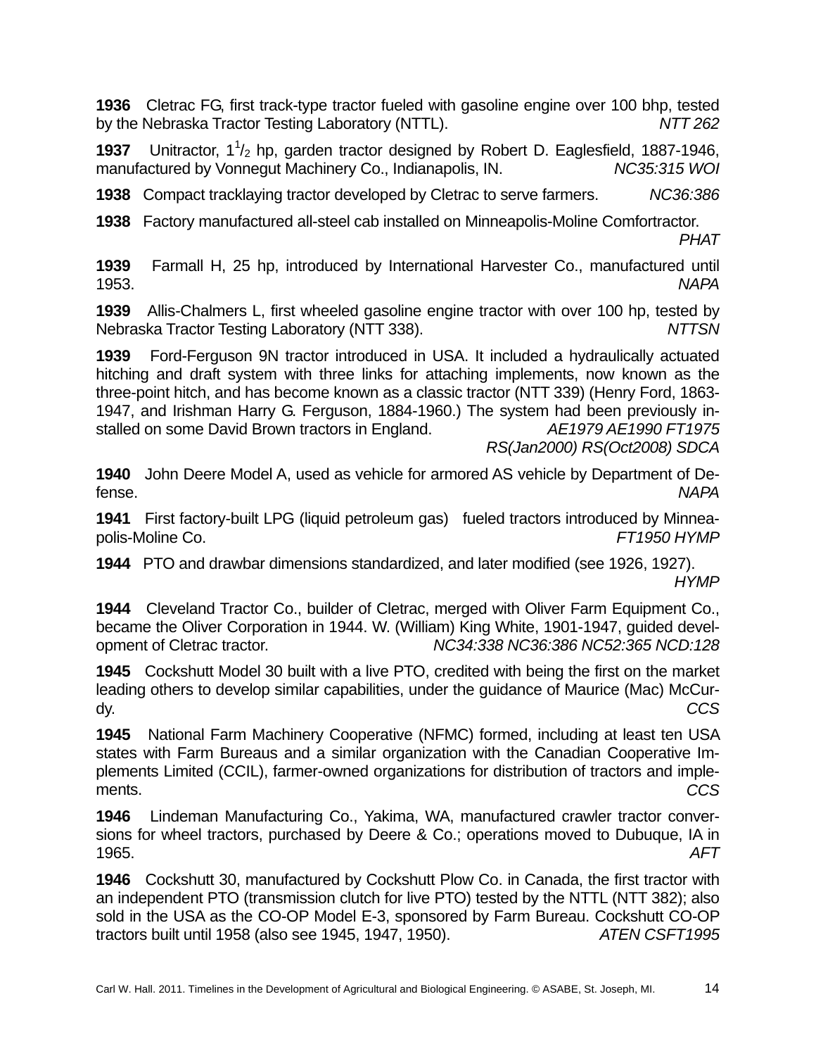**1936** Cletrac FG, first track-type tractor fueled with gasoline engine over 100 bhp, tested by the Nebraska Tractor Testing Laboratory (NTTL). *NTT 262*

**1937** Unitractor, $1^1/_2$ hp, garden tractor designed by Robert D. Eaglesfield, 1887-1946, manufactured by Vonnegut Machinery Co., Indianapolis, IN. *NC35:315 WOI*

**1938** Compact tracklaying tractor developed by Cletrac to serve farmers. *NC36:386*

**1938** Factory manufactured all-steel cab installed on Minneapolis-Moline Comfortractor. *PHAT*

**1939** Farmall H, 25 hp, introduced by International Harvester Co., manufactured until 1953. *NAPA*

**1939** Allis-Chalmers L, first wheeled gasoline engine tractor with over 100 hp, tested by Nebraska Tractor Testing Laboratory (NTT 338). *NTTSN*

**1939** Ford-Ferguson 9N tractor introduced in USA. It included a hydraulically actuated hitching and draft system with three links for attaching implements, now known as the three-point hitch, and has become known as a classic tractor (NTT 339) (Henry Ford, 1863-1947, and Irishman Harry G. Ferguson, 1884-1960.) The system had been previously installed on some David Brown tractors in England. *AE1979 AE1990 FT1975 RS(Jan2000) RS(Oct2008) SDCA*

**1940** John Deere Model A, used as vehicle for armored AS vehicle by Department of Defense. *NAPA*

**1941** First factory-built LPG (liquid petroleum gas) fueled tractors introduced by Minneapolis-Moline Co. *FT1950 HYMP*

**1944** PTO and drawbar dimensions standardized, and later modified (see 1926, 1927). *HYMP*

**1944** Cleveland Tractor Co., builder of Cletrac, merged with Oliver Farm Equipment Co., became the Oliver Corporation in 1944. W. (William) King White, 1901-1947, guided development of Cletrac tractor. *NC34:338 NC36:386 NC52:365 NCD:128*

**1945** Cockshutt Model 30 built with a live PTO, credited with being the first on the market leading others to develop similar capabilities, under the guidance of Maurice (Mac) McCurdy. *CCS*

**1945** National Farm Machinery Cooperative (NFMC) formed, including at least ten USA states with Farm Bureaus and a similar organization with the Canadian Cooperative Implements Limited (CCIL), farmer-owned organizations for distribution of tractors and implements. *CCS*

**1946** Lindeman Manufacturing Co., Yakima, WA, manufactured crawler tractor conversions for wheel tractors, purchased by Deere & Co.; operations moved to Dubuque, IA in 1965. *AFT*

**1946** Cockshutt 30, manufactured by Cockshutt Plow Co. in Canada, the first tractor with an independent PTO (transmission clutch for live PTO) tested by the NTTL (NTT 382); also sold in the USA as the CO-OP Model E-3, sponsored by Farm Bureau. Cockshutt CO-OP tractors built until 1958 (also see 1945, 1947, 1950). *ATEN CSFT1995*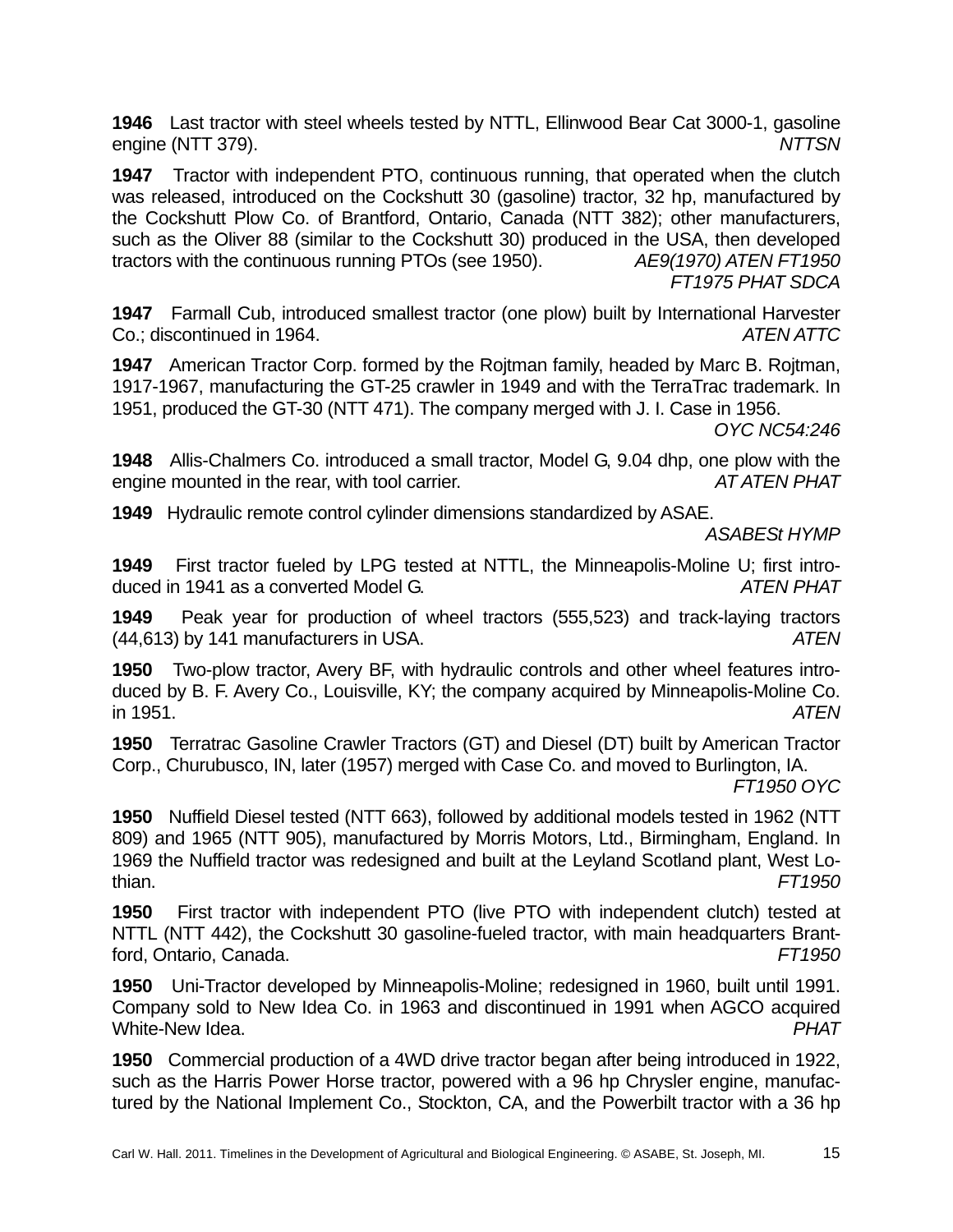**1946** Last tractor with steel wheels tested by NTTL, Ellinwood Bear Cat 3000-1, gasoline engine (NTT 379). *NTTSN*

**1947** Tractor with independent PTO, continuous running, that operated when the clutch was released, introduced on the Cockshutt 30 (gasoline) tractor, 32 hp, manufactured by the Cockshutt Plow Co. of Brantford, Ontario, Canada (NTT 382); other manufacturers, such as the Oliver 88 (similar to the Cockshutt 30) produced in the USA, then developed tractors with the continuous running PTOs (see 1950). *AE9(1970) ATEN FT1950 FT1975 PHAT SDCA*

**1947** Farmall Cub, introduced smallest tractor (one plow) built by International Harvester Co.; discontinued in 1964. *ATEN ATTC*

**1947** American Tractor Corp. formed by the Rojtman family, headed by Marc B. Rojtman, 1917-1967, manufacturing the GT-25 crawler in 1949 and with the TerraTrac trademark. In 1951, produced the GT-30 (NTT 471). The company merged with J. I. Case in 1956. *OYC NC54:246*

**1948** Allis-Chalmers Co. introduced a small tractor, Model G, 9.04 dhp, one plow with the engine mounted in the rear, with tool carrier. *AT ATEN PHAT*

**1949** Hydraulic remote control cylinder dimensions standardized by ASAE. *ASABESt HYMP*

**1949** First tractor fueled by LPG tested at NTTL, the Minneapolis-Moline U; first introduced in 1941 as a converted Model G. *ATEN PHAT*

**1949** Peak year for production of wheel tractors (555,523) and track-laying tractors (44,613) by 141 manufacturers in USA. *ATEN*

**1950** Two-plow tractor, Avery BF, with hydraulic controls and other wheel features introduced by B. F. Avery Co., Louisville, KY; the company acquired by Minneapolis-Moline Co. in 1951. *ATEN*

**1950** Terratrac Gasoline Crawler Tractors (GT) and Diesel (DT) built by American Tractor Corp., Churubusco, IN, later (1957) merged with Case Co. and moved to Burlington, IA. *FT1950 OYC*

**1950** Nuffield Diesel tested (NTT 663), followed by additional models tested in 1962 (NTT 809) and 1965 (NTT 905), manufactured by Morris Motors, Ltd., Birmingham, England. In 1969 the Nuffield tractor was redesigned and built at the Leyland Scotland plant, West Lothian. *FT1950*

**1950** First tractor with independent PTO (live PTO with independent clutch) tested at NTTL (NTT 442), the Cockshutt 30 gasoline-fueled tractor, with main headquarters Brantford, Ontario, Canada. *FT1950*

**1950** Uni-Tractor developed by Minneapolis-Moline; redesigned in 1960, built until 1991. Company sold to New Idea Co. in 1963 and discontinued in 1991 when AGCO acquired White-New Idea. *PHAT*

**1950** Commercial production of a 4WD drive tractor began after being introduced in 1922, such as the Harris Power Horse tractor, powered with a 96 hp Chrysler engine, manufactured by the National Implement Co., Stockton, CA, and the Powerbilt tractor with a 36 hp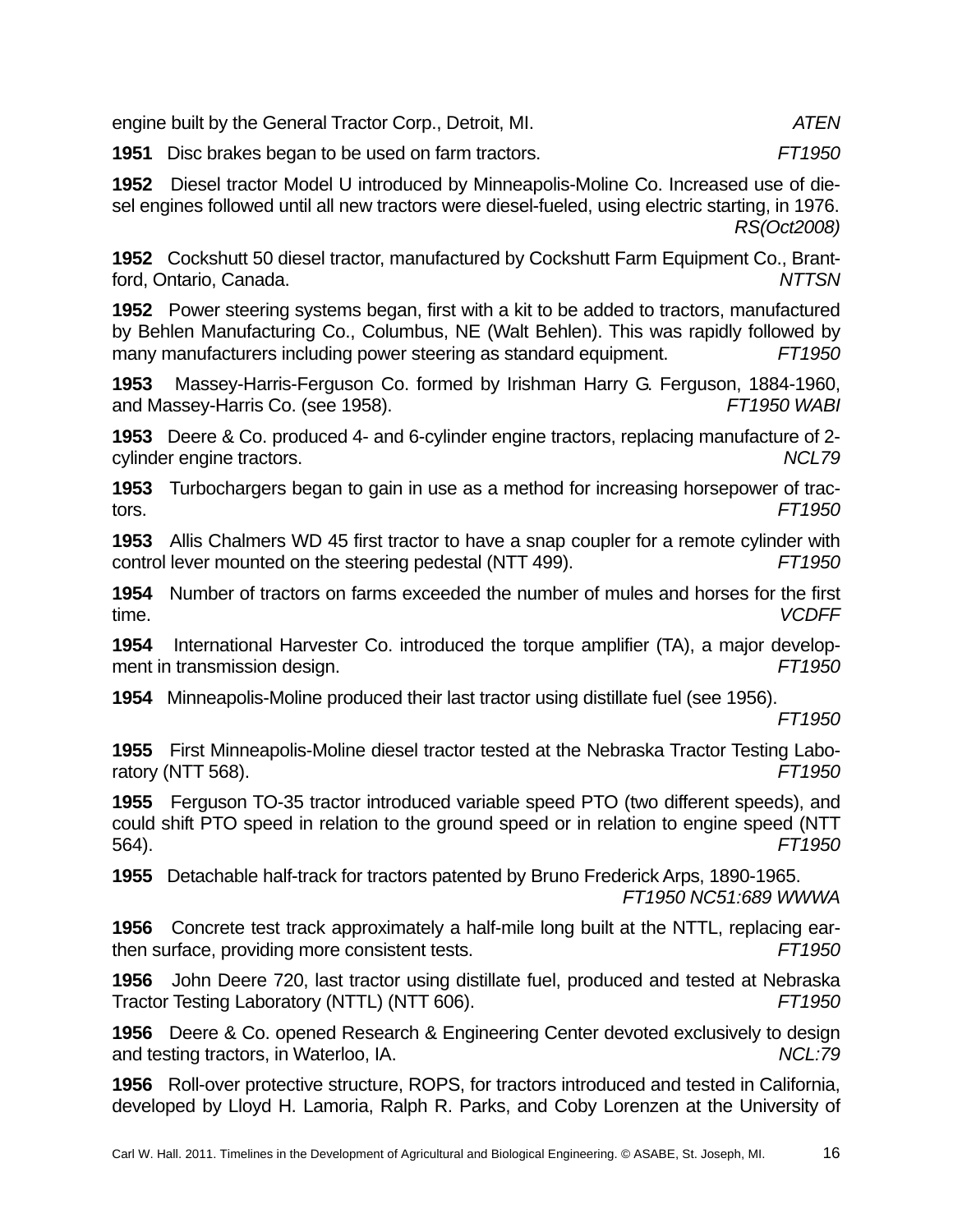engine built by the General Tractor Corp., Detroit, MI. *ATEN*

**1951** Disc brakes began to be used on farm tractors. *FT1950*

**1952** Diesel tractor Model U introduced by Minneapolis-Moline Co. Increased use of diesel engines followed until all new tractors were diesel-fueled, using electric starting, in 1976. *RS(Oct2008)*

**1952** Cockshutt 50 diesel tractor, manufactured by Cockshutt Farm Equipment Co., Brantford, Ontario, Canada. *NTTSN*

**1952** Power steering systems began, first with a kit to be added to tractors, manufactured by Behlen Manufacturing Co., Columbus, NE (Walt Behlen). This was rapidly followed by many manufacturers including power steering as standard equipment. *FT1950*

**1953** Massey-Harris-Ferguson Co. formed by Irishman Harry G. Ferguson, 1884-1960, and Massey-Harris Co. (see 1958). *FT1950 WABI*

**1953** Deere & Co. produced 4- and 6-cylinder engine tractors, replacing manufacture of 2-cylinder engine tractors. *NCL79*

**1953** Turbochargers began to gain in use as a method for increasing horsepower of tractors. *FT1950*

**1953** Allis Chalmers WD 45 first tractor to have a snap coupler for a remote cylinder with control lever mounted on the steering pedestal (NTT 499). *FT1950*

**1954** Number of tractors on farms exceeded the number of mules and horses for the first time. *VCDFF*

**1954** International Harvester Co. introduced the torque amplifier (TA), a major development in transmission design. *FT1950*

**1954** Minneapolis-Moline produced their last tractor using distillate fuel (see 1956). *FT1950*

**1955** First Minneapolis-Moline diesel tractor tested at the Nebraska Tractor Testing Laboratory (NTT 568). *FT1950*

**1955** Ferguson TO-35 tractor introduced variable speed PTO (two different speeds), and could shift PTO speed in relation to the ground speed or in relation to engine speed (NTT 564). *FT1950*

**1955** Detachable half-track for tractors patented by Bruno Frederick Arps, 1890-1965. *FT1950 NC51:689 WWWA*

**1956** Concrete test track approximately a half-mile long built at the NTTL, replacing earthen surface, providing more consistent tests. *FT1950*

**1956** John Deere 720, last tractor using distillate fuel, produced and tested at Nebraska Tractor Testing Laboratory (NTTL) (NTT 606). *FT1950*

**1956** Deere & Co. opened Research & Engineering Center devoted exclusively to design and testing tractors, in Waterloo, IA. *NCL:79*

**1956** Roll-over protective structure, ROPS, for tractors introduced and tested in California, developed by Lloyd H. Lamoria, Ralph R. Parks, and Coby Lorenzen at the University of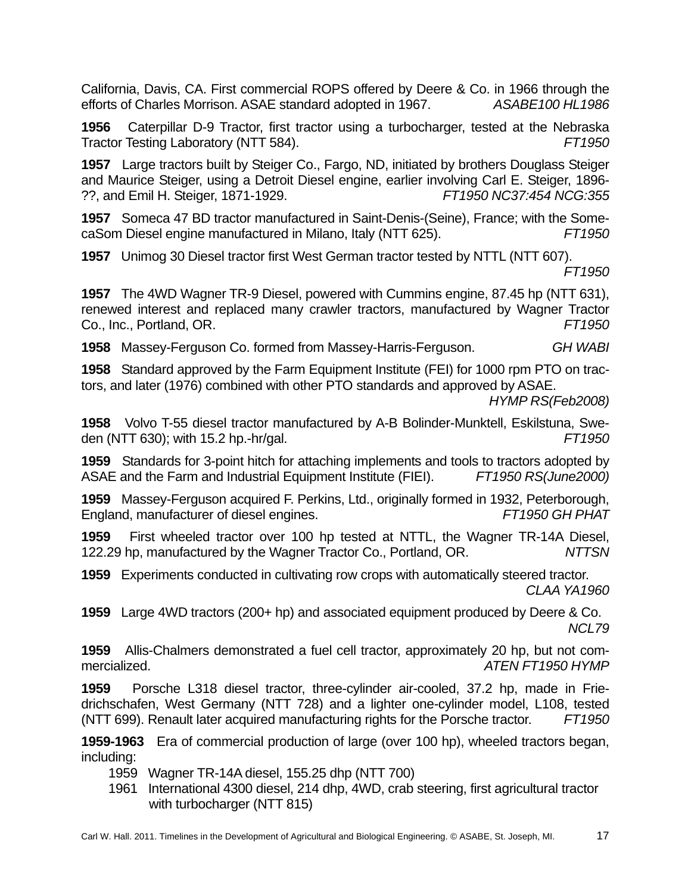California, Davis, CA. First commercial ROPS offered by Deere & Co. in 1966 through the efforts of Charles Morrison. ASAE standard adopted in 1967. *ASABE100 HL1986*

**1956** Caterpillar D-9 Tractor, first tractor using a turbocharger, tested at the Nebraska Tractor Testing Laboratory (NTT 584). *FT1950*

**1957** Large tractors built by Steiger Co., Fargo, ND, initiated by brothers Douglass Steiger and Maurice Steiger, using a Detroit Diesel engine, earlier involving Carl E. Steiger, 1896-??, and Emil H. Steiger, 1871-1929. *FT1950 NC37:454 NCG:355*

**1957** Someca 47 BD tractor manufactured in Saint-Denis-(Seine), France; with the SomecaSom Diesel engine manufactured in Milano, Italy (NTT 625). *FT1950*

**1957** Unimog 30 Diesel tractor first West German tractor tested by NTTL (NTT 607). *FT1950*

**1957** The 4WD Wagner TR-9 Diesel, powered with Cummins engine, 87.45 hp (NTT 631), renewed interest and replaced many crawler tractors, manufactured by Wagner Tractor Co., Inc., Portland, OR. *FT1950*

**1958** Massey-Ferguson Co. formed from Massey-Harris-Ferguson. *GH WABI*

**1958** Standard approved by the Farm Equipment Institute (FEI) for 1000 rpm PTO on tractors, and later (1976) combined with other PTO standards and approved by ASAE. *HYMP RS(Feb2008)*

**1958** Volvo T-55 diesel tractor manufactured by A-B Bolinder-Munktell, Eskilstuna, Sweden (NTT 630); with 15.2 hp.-hr/gal. *FT1950*

**1959** Standards for 3-point hitch for attaching implements and tools to tractors adopted by ASAE and the Farm and Industrial Equipment Institute (FIEI). *FT1950 RS(June2000)*

**1959** Massey-Ferguson acquired F. Perkins, Ltd., originally formed in 1932, Peterborough, England, manufacturer of diesel engines. *FT1950 GH PHAT*

**1959** First wheeled tractor over 100 hp tested at NTTL, the Wagner TR-14A Diesel, 122.29 hp, manufactured by the Wagner Tractor Co., Portland, OR. *NTTSN*

**1959** Experiments conducted in cultivating row crops with automatically steered tractor. *CLAA YA1960*

**1959** Large 4WD tractors (200+ hp) and associated equipment produced by Deere & Co. *NCL79*

**1959** Allis-Chalmers demonstrated a fuel cell tractor, approximately 20 hp, but not commercialized. *ATEN FT1950 HYMP*

**1959** Porsche L318 diesel tractor, three-cylinder air-cooled, 37.2 hp, made in Friedrichschafen, West Germany (NTT 728) and a lighter one-cylinder model, L108, tested (NTT 699). Renault later acquired manufacturing rights for the Porsche tractor. *FT1950*

**1959-1963** Era of commercial production of large (over 100 hp), wheeled tractors began, including:

- 1959 Wagner TR-14A diesel, 155.25 dhp (NTT 700)
- 1961 International 4300 diesel, 214 dhp, 4WD, crab steering, first agricultural tractor with turbocharger (NTT 815)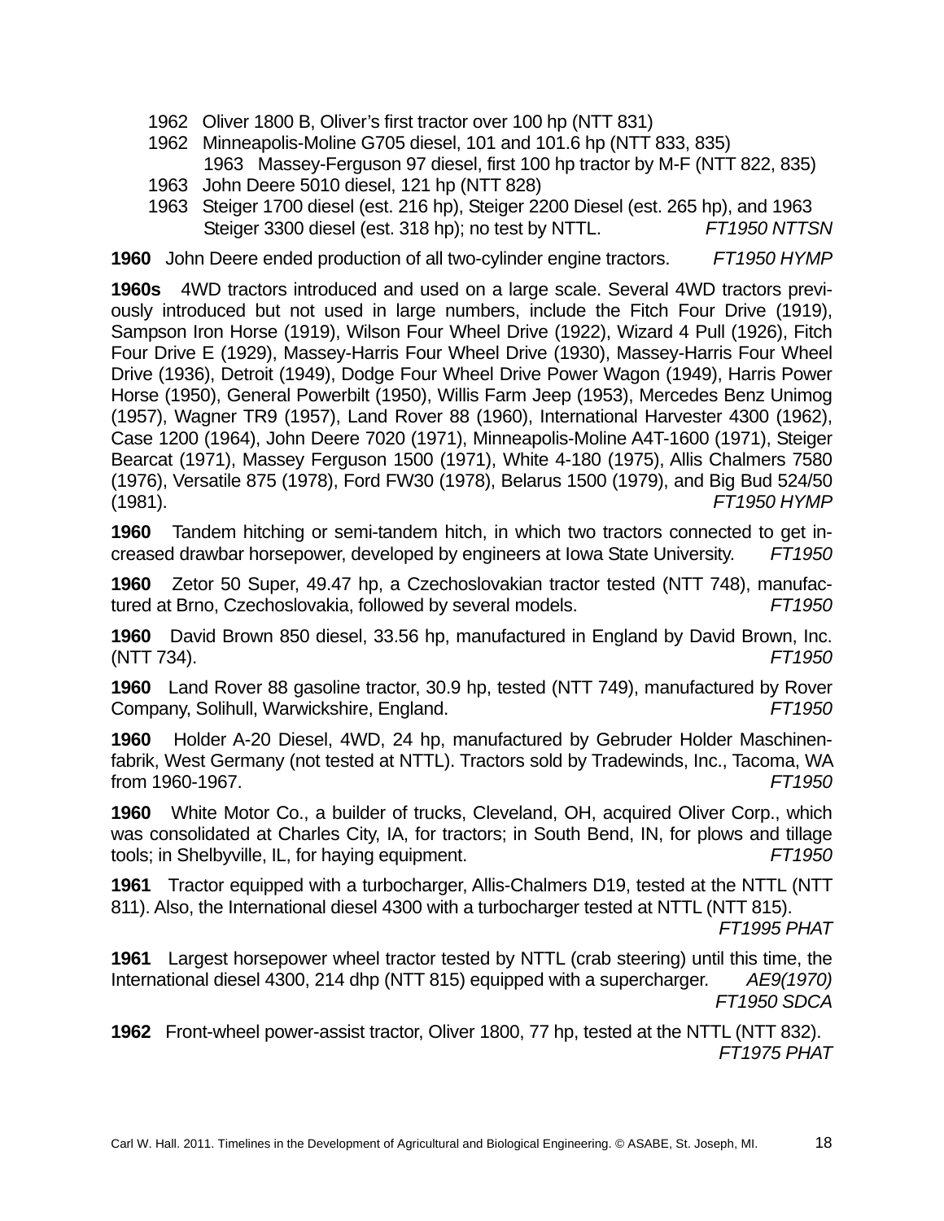1962 Oliver 1800 B, Oliver's first tractor over 100 hp (NTT 831)
1962 Minneapolis-Moline G705 diesel, 101 and 101.6 hp (NTT 833, 835)
1963 Massey-Ferguson 97 diesel, first 100 hp tractor by M-F (NTT 822, 835)
1963 John Deere 5010 diesel, 121 hp (NTT 828)
1963 Steiger 1700 diesel (est. 216 hp), Steiger 2200 Diesel (est. 265 hp), and 1963 Steiger 3300 diesel (est. 318 hp); no test by NTTL. *FT1950 NTTSN*

**1960** John Deere ended production of all two-cylinder engine tractors. *FT1950 HYMP*

**1960s** 4WD tractors introduced and used on a large scale. Several 4WD tractors previously introduced but not used in large numbers, include the Fitch Four Drive (1919), Sampson Iron Horse (1919), Wilson Four Wheel Drive (1922), Wizard 4 Pull (1926), Fitch Four Drive E (1929), Massey-Harris Four Wheel Drive (1930), Massey-Harris Four Wheel Drive (1936), Detroit (1949), Dodge Four Wheel Drive Power Wagon (1949), Harris Power Horse (1950), General Powerbilt (1950), Willis Farm Jeep (1953), Mercedes Benz Unimog (1957), Wagner TR9 (1957), Land Rover 88 (1960), International Harvester 4300 (1962), Case 1200 (1964), John Deere 7020 (1971), Minneapolis-Moline A4T-1600 (1971), Steiger Bearcat (1971), Massey Ferguson 1500 (1971), White 4-180 (1975), Allis Chalmers 7580 (1976), Versatile 875 (1978), Ford FW30 (1978), Belarus 1500 (1979), and Big Bud 524/50 (1981). *FT1950 HYMP*

**1960** Tandem hitching or semi-tandem hitch, in which two tractors connected to get increased drawbar horsepower, developed by engineers at Iowa State University. *FT1950*

**1960** Zetor 50 Super, 49.47 hp, a Czechoslovakian tractor tested (NTT 748), manufactured at Brno, Czechoslovakia, followed by several models. *FT1950*

**1960** David Brown 850 diesel, 33.56 hp, manufactured in England by David Brown, Inc. (NTT 734). *FT1950*

**1960** Land Rover 88 gasoline tractor, 30.9 hp, tested (NTT 749), manufactured by Rover Company, Solihull, Warwickshire, England. *FT1950*

**1960** Holder A-20 Diesel, 4WD, 24 hp, manufactured by Gebruder Holder Maschinenfabrik, West Germany (not tested at NTTL). Tractors sold by Tradewinds, Inc., Tacoma, WA from 1960-1967. *FT1950*

**1960** White Motor Co., a builder of trucks, Cleveland, OH, acquired Oliver Corp., which was consolidated at Charles City, IA, for tractors; in South Bend, IN, for plows and tillage tools; in Shelbyville, IL, for haying equipment. *FT1950*

**1961** Tractor equipped with a turbocharger, Allis-Chalmers D19, tested at the NTTL (NTT 811). Also, the International diesel 4300 with a turbocharger tested at NTTL (NTT 815). *FT1995 PHAT*

**1961** Largest horsepower wheel tractor tested by NTTL (crab steering) until this time, the International diesel 4300, 214 dhp (NTT 815) equipped with a supercharger. *AE9(1970) FT1950 SDCA*

**1962** Front-wheel power-assist tractor, Oliver 1800, 77 hp, tested at the NTTL (NTT 832). *FT1975 PHAT*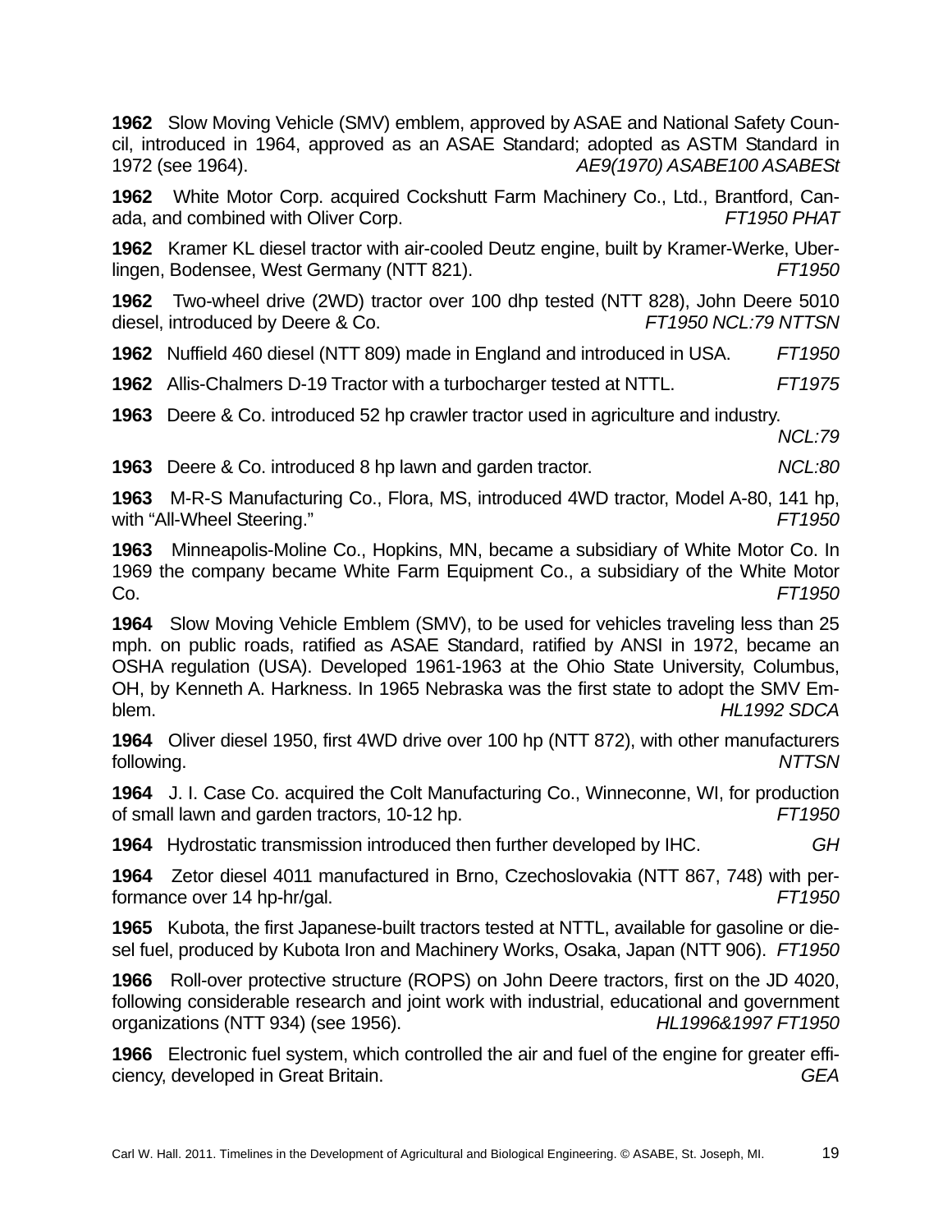**1962** Slow Moving Vehicle (SMV) emblem, approved by ASAE and National Safety Council, introduced in 1964, approved as an ASAE Standard; adopted as ASTM Standard in 1972 (see 1964). *AE9(1970) ASABE100 ASABESt*

**1962** White Motor Corp. acquired Cockshutt Farm Machinery Co., Ltd., Brantford, Canada, and combined with Oliver Corp. *FT1950 PHAT*

**1962** Kramer KL diesel tractor with air-cooled Deutz engine, built by Kramer-Werke, Uberlingen, Bodensee, West Germany (NTT 821). *FT1950*

**1962** Two-wheel drive (2WD) tractor over 100 dhp tested (NTT 828), John Deere 5010 diesel, introduced by Deere & Co. *FT1950 NCL:79 NTTSN*

**1962** Nuffield 460 diesel (NTT 809) made in England and introduced in USA. *FT1950*

**1962** Allis-Chalmers D-19 Tractor with a turbocharger tested at NTTL. *FT1975*

**1963** Deere & Co. introduced 52 hp crawler tractor used in agriculture and industry. *NCL:79*

**1963** Deere & Co. introduced 8 hp lawn and garden tractor. *NCL:80*

**1963** M-R-S Manufacturing Co., Flora, MS, introduced 4WD tractor, Model A-80, 141 hp, with "All-Wheel Steering." *FT1950*

**1963** Minneapolis-Moline Co., Hopkins, MN, became a subsidiary of White Motor Co. In 1969 the company became White Farm Equipment Co., a subsidiary of the White Motor Co. *FT1950*

**1964** Slow Moving Vehicle Emblem (SMV), to be used for vehicles traveling less than 25 mph. on public roads, ratified as ASAE Standard, ratified by ANSI in 1972, became an OSHA regulation (USA). Developed 1961-1963 at the Ohio State University, Columbus, OH, by Kenneth A. Harkness. In 1965 Nebraska was the first state to adopt the SMV Emblem. *HL1992 SDCA*

**1964** Oliver diesel 1950, first 4WD drive over 100 hp (NTT 872), with other manufacturers following. *NTTSN*

**1964** J. I. Case Co. acquired the Colt Manufacturing Co., Winneconne, WI, for production of small lawn and garden tractors, 10-12 hp. *FT1950*

**1964** Hydrostatic transmission introduced then further developed by IHC. *GH*

**1964** Zetor diesel 4011 manufactured in Brno, Czechoslovakia (NTT 867, 748) with performance over 14 hp-hr/gal. *FT1950*

**1965** Kubota, the first Japanese-built tractors tested at NTTL, available for gasoline or diesel fuel, produced by Kubota Iron and Machinery Works, Osaka, Japan (NTT 906). *FT1950*

**1966** Roll-over protective structure (ROPS) on John Deere tractors, first on the JD 4020, following considerable research and joint work with industrial, educational and government organizations (NTT 934) (see 1956). *HL1996&1997 FT1950*

**1966** Electronic fuel system, which controlled the air and fuel of the engine for greater efficiency, developed in Great Britain. *GEA*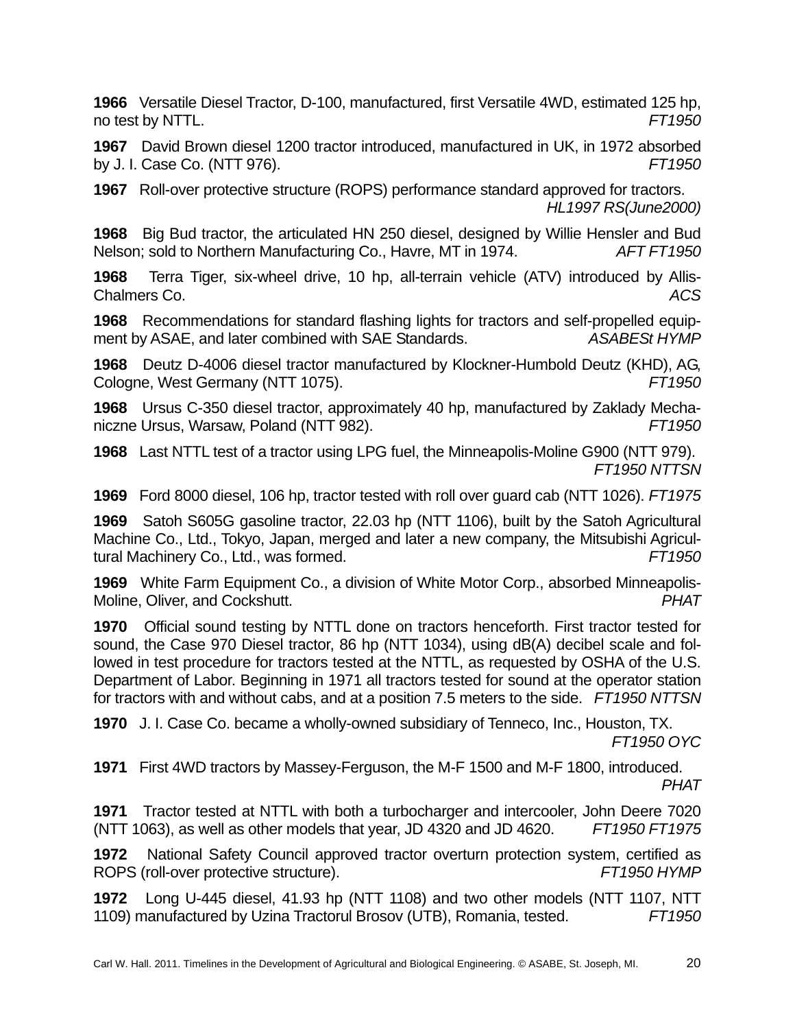**1966** Versatile Diesel Tractor, D-100, manufactured, first Versatile 4WD, estimated 125 hp, no test by NTTL. *FT1950*

**1967** David Brown diesel 1200 tractor introduced, manufactured in UK, in 1972 absorbed by J. I. Case Co. (NTT 976). *FT1950*

**1967** Roll-over protective structure (ROPS) performance standard approved for tractors. *HL1997 RS(June2000)*

**1968** Big Bud tractor, the articulated HN 250 diesel, designed by Willie Hensler and Bud Nelson; sold to Northern Manufacturing Co., Havre, MT in 1974. *AFT FT1950*

**1968** Terra Tiger, six-wheel drive, 10 hp, all-terrain vehicle (ATV) introduced by Allis-Chalmers Co. *ACS*

**1968** Recommendations for standard flashing lights for tractors and self-propelled equipment by ASAE, and later combined with SAE Standards. *ASABESt HYMP*

**1968** Deutz D-4006 diesel tractor manufactured by Klockner-Humbold Deutz (KHD), AG, Cologne, West Germany (NTT 1075). *FT1950*

**1968** Ursus C-350 diesel tractor, approximately 40 hp, manufactured by Zaklady Mechaniczne Ursus, Warsaw, Poland (NTT 982). *FT1950*

**1968** Last NTTL test of a tractor using LPG fuel, the Minneapolis-Moline G900 (NTT 979). *FT1950 NTTSN*

**1969** Ford 8000 diesel, 106 hp, tractor tested with roll over guard cab (NTT 1026). *FT1975*

**1969** Satoh S605G gasoline tractor, 22.03 hp (NTT 1106), built by the Satoh Agricultural Machine Co., Ltd., Tokyo, Japan, merged and later a new company, the Mitsubishi Agricultural Machinery Co., Ltd., was formed. *FT1950*

**1969** White Farm Equipment Co., a division of White Motor Corp., absorbed Minneapolis-Moline, Oliver, and Cockshutt. *PHAT*

**1970** Official sound testing by NTTL done on tractors henceforth. First tractor tested for sound, the Case 970 Diesel tractor, 86 hp (NTT 1034), using dB(A) decibel scale and followed in test procedure for tractors tested at the NTTL, as requested by OSHA of the U.S. Department of Labor. Beginning in 1971 all tractors tested for sound at the operator station for tractors with and without cabs, and at a position 7.5 meters to the side. *FT1950 NTTSN*

**1970** J. I. Case Co. became a wholly-owned subsidiary of Tenneco, Inc., Houston, TX. *FT1950 OYC*

**1971** First 4WD tractors by Massey-Ferguson, the M-F 1500 and M-F 1800, introduced. *PHAT*

**1971** Tractor tested at NTTL with both a turbocharger and intercooler, John Deere 7020 (NTT 1063), as well as other models that year, JD 4320 and JD 4620. *FT1950 FT1975*

**1972** National Safety Council approved tractor overturn protection system, certified as ROPS (roll-over protective structure). *FT1950 HYMP*

**1972** Long U-445 diesel, 41.93 hp (NTT 1108) and two other models (NTT 1107, NTT 1109) manufactured by Uzina Tractorul Brosov (UTB), Romania, tested. *FT1950*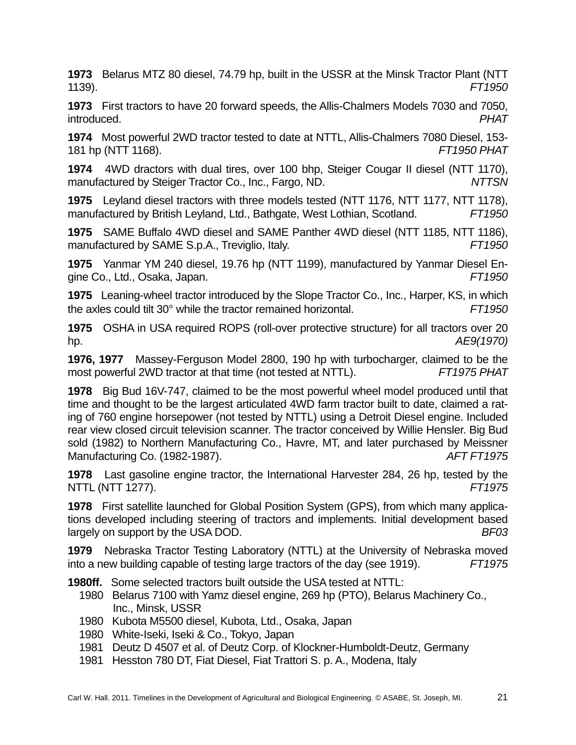**1973** Belarus MTZ 80 diesel, 74.79 hp, built in the USSR at the Minsk Tractor Plant (NTT 1139). *FT1950*

**1973** First tractors to have 20 forward speeds, the Allis-Chalmers Models 7030 and 7050, introduced. *PHAT*

**1974** Most powerful 2WD tractor tested to date at NTTL, Allis-Chalmers 7080 Diesel, 153-181 hp (NTT 1168). *FT1950 PHAT*

**1974** 4WD dractors with dual tires, over 100 bhp, Steiger Cougar II diesel (NTT 1170), manufactured by Steiger Tractor Co., Inc., Fargo, ND. *NTTSN*

**1975** Leyland diesel tractors with three models tested (NTT 1176, NTT 1177, NTT 1178), manufactured by British Leyland, Ltd., Bathgate, West Lothian, Scotland. *FT1950*

**1975** SAME Buffalo 4WD diesel and SAME Panther 4WD diesel (NTT 1185, NTT 1186), manufactured by SAME S.p.A., Treviglio, Italy. *FT1950*

**1975** Yanmar YM 240 diesel, 19.76 hp (NTT 1199), manufactured by Yanmar Diesel Engine Co., Ltd., Osaka, Japan. *FT1950*

**1975** Leaning-wheel tractor introduced by the Slope Tractor Co., Inc., Harper, KS, in which the axles could tilt 30° while the tractor remained horizontal. *FT1950*

**1975** OSHA in USA required ROPS (roll-over protective structure) for all tractors over 20 hp. *AE9(1970)*

**1976, 1977** Massey-Ferguson Model 2800, 190 hp with turbocharger, claimed to be the most powerful 2WD tractor at that time (not tested at NTTL). *FT1975 PHAT*

**1978** Big Bud 16V-747, claimed to be the most powerful wheel model produced until that time and thought to be the largest articulated 4WD farm tractor built to date, claimed a rating of 760 engine horsepower (not tested by NTTL) using a Detroit Diesel engine. Included rear view closed circuit television scanner. The tractor conceived by Willie Hensler. Big Bud sold (1982) to Northern Manufacturing Co., Havre, MT, and later purchased by Meissner Manufacturing Co. (1982-1987). *AFT FT1975*

**1978** Last gasoline engine tractor, the International Harvester 284, 26 hp, tested by the NTTL (NTT 1277). *FT1975*

**1978** First satellite launched for Global Position System (GPS), from which many applications developed including steering of tractors and implements. Initial development based largely on support by the USA DOD. *BF03*

**1979** Nebraska Tractor Testing Laboratory (NTTL) at the University of Nebraska moved into a new building capable of testing large tractors of the day (see 1919). *FT1975*

**1980ff.** Some selected tractors built outside the USA tested at NTTL:

- 1980 Belarus 7100 with Yamz diesel engine, 269 hp (PTO), Belarus Machinery Co., Inc., Minsk, USSR
- 1980 Kubota M5500 diesel, Kubota, Ltd., Osaka, Japan
- 1980 White-Iseki, Iseki & Co., Tokyo, Japan
- 1981 Deutz D 4507 et al. of Deutz Corp. of Klockner-Humboldt-Deutz, Germany
- 1981 Hesston 780 DT, Fiat Diesel, Fiat Trattori S. p. A., Modena, Italy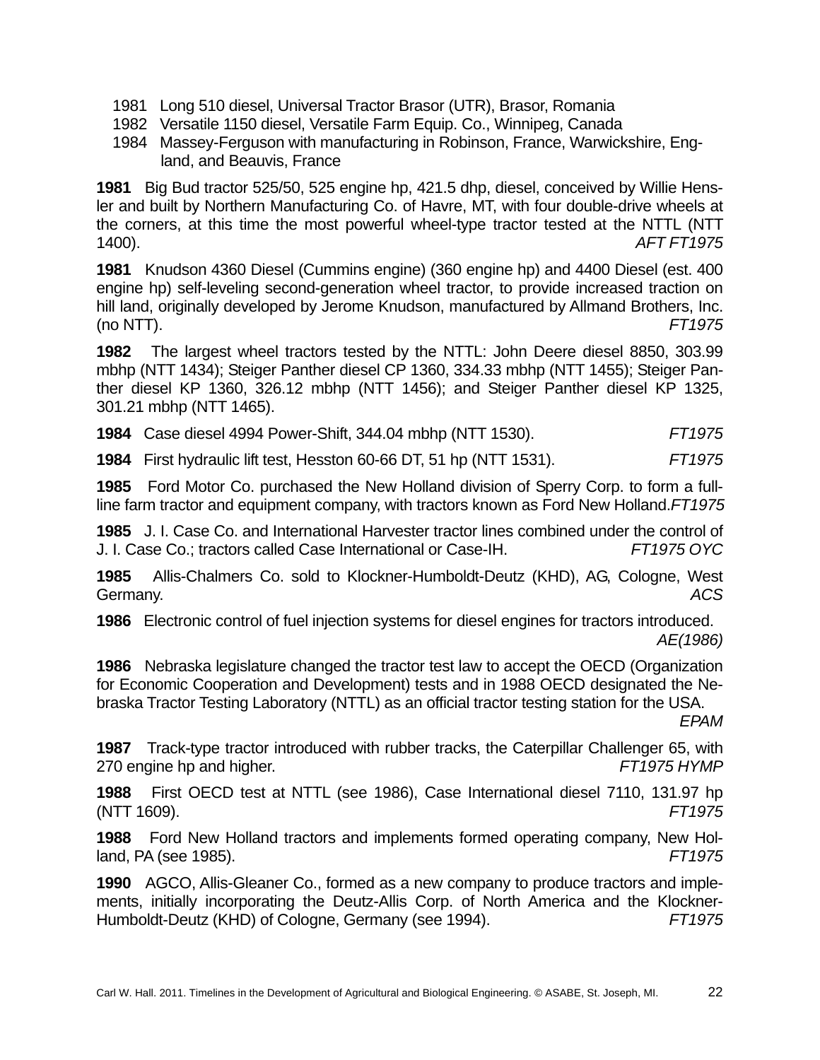1981 Long 510 diesel, Universal Tractor Brasor (UTR), Brasor, Romania
1982 Versatile 1150 diesel, Versatile Farm Equip. Co., Winnipeg, Canada
1984 Massey-Ferguson with manufacturing in Robinson, France, Warwickshire, England, and Beauvis, France

**1981** Big Bud tractor 525/50, 525 engine hp, 421.5 dhp, diesel, conceived by Willie Hensler and built by Northern Manufacturing Co. of Havre, MT, with four double-drive wheels at the corners, at this time the most powerful wheel-type tractor tested at the NTTL (NTT 1400). *AFT FT1975*

**1981** Knudson 4360 Diesel (Cummins engine) (360 engine hp) and 4400 Diesel (est. 400 engine hp) self-leveling second-generation wheel tractor, to provide increased traction on hill land, originally developed by Jerome Knudson, manufactured by Allmand Brothers, Inc. (no NTT). *FT1975*

**1982** The largest wheel tractors tested by the NTTL: John Deere diesel 8850, 303.99 mbhp (NTT 1434); Steiger Panther diesel CP 1360, 334.33 mbhp (NTT 1455); Steiger Panther diesel KP 1360, 326.12 mbhp (NTT 1456); and Steiger Panther diesel KP 1325, 301.21 mbhp (NTT 1465).

**1984** Case diesel 4994 Power-Shift, 344.04 mbhp (NTT 1530). *FT1975*

**1984** First hydraulic lift test, Hesston 60-66 DT, 51 hp (NTT 1531). *FT1975*

**1985** Ford Motor Co. purchased the New Holland division of Sperry Corp. to form a full-line farm tractor and equipment company, with tractors known as Ford New Holland. *FT1975*

**1985** J. I. Case Co. and International Harvester tractor lines combined under the control of J. I. Case Co.; tractors called Case International or Case-IH. *FT1975 OYC*

**1985** Allis-Chalmers Co. sold to Klockner-Humboldt-Deutz (KHD), AG, Cologne, West Germany. *ACS*

**1986** Electronic control of fuel injection systems for diesel engines for tractors introduced. *AE(1986)*

**1986** Nebraska legislature changed the tractor test law to accept the OECD (Organization for Economic Cooperation and Development) tests and in 1988 OECD designated the Nebraska Tractor Testing Laboratory (NTTL) as an official tractor testing station for the USA. *EPAM*

**1987** Track-type tractor introduced with rubber tracks, the Caterpillar Challenger 65, with 270 engine hp and higher. *FT1975 HYMP*

**1988** First OECD test at NTTL (see 1986), Case International diesel 7110, 131.97 hp (NTT 1609). *FT1975*

**1988** Ford New Holland tractors and implements formed operating company, New Holland, PA (see 1985). *FT1975*

**1990** AGCO, Allis-Gleaner Co., formed as a new company to produce tractors and implements, initially incorporating the Deutz-Allis Corp. of North America and the Klockner-Humboldt-Deutz (KHD) of Cologne, Germany (see 1994). *FT1975*

Carl W. Hall. 2011. Timelines in the Development of Agricultural and Biological Engineering. © ASABE, St. Joseph, MI.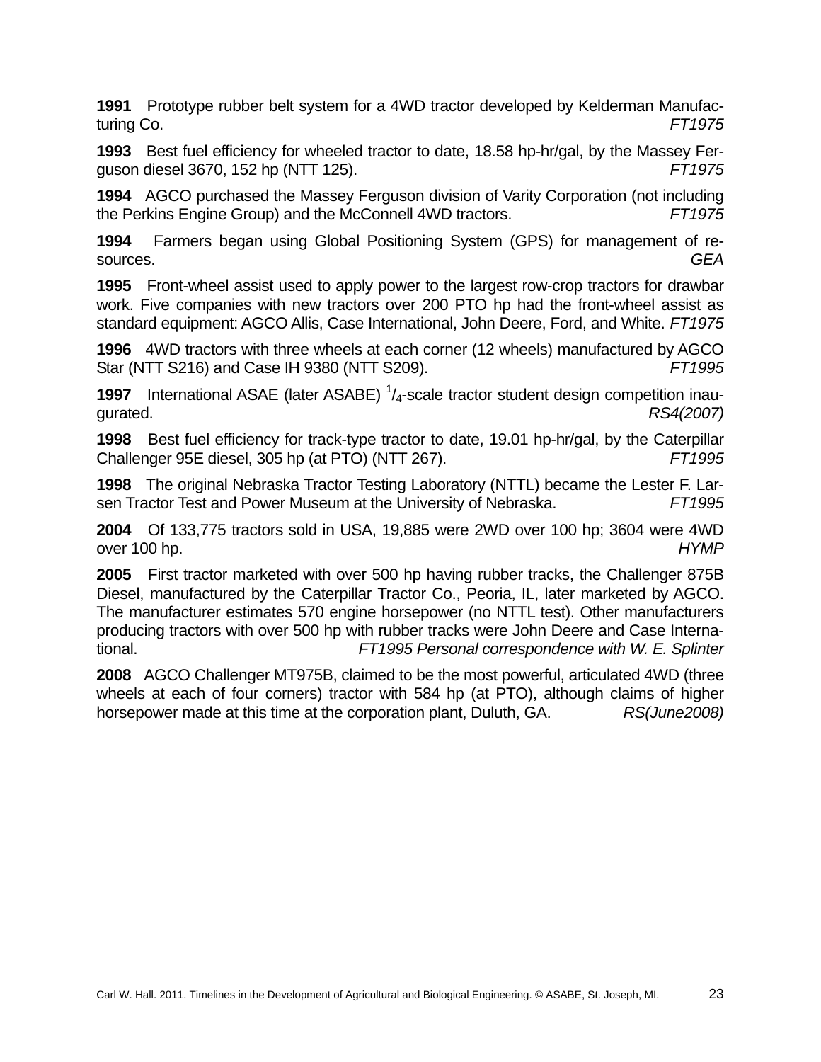**1991** Prototype rubber belt system for a 4WD tractor developed by Kelderman Manufacturing Co. *FT1975*

**1993** Best fuel efficiency for wheeled tractor to date, 18.58 hp-hr/gal, by the Massey Ferguson diesel 3670, 152 hp (NTT 125). *FT1975*

**1994** AGCO purchased the Massey Ferguson division of Varity Corporation (not including the Perkins Engine Group) and the McConnell 4WD tractors. *FT1975*

**1994** Farmers began using Global Positioning System (GPS) for management of resources. *GEA*

**1995** Front-wheel assist used to apply power to the largest row-crop tractors for drawbar work. Five companies with new tractors over 200 PTO hp had the front-wheel assist as standard equipment: AGCO Allis, Case International, John Deere, Ford, and White. *FT1975*

**1996** 4WD tractors with three wheels at each corner (12 wheels) manufactured by AGCO Star (NTT S216) and Case IH 9380 (NTT S209). *FT1995*

**1997** International ASAE (later ASABE) 1/4-scale tractor student design competition inaugurated. *RS4(2007)*

**1998** Best fuel efficiency for track-type tractor to date, 19.01 hp-hr/gal, by the Caterpillar Challenger 95E diesel, 305 hp (at PTO) (NTT 267). *FT1995*

**1998** The original Nebraska Tractor Testing Laboratory (NTTL) became the Lester F. Larsen Tractor Test and Power Museum at the University of Nebraska. *FT1995*

**2004** Of 133,775 tractors sold in USA, 19,885 were 2WD over 100 hp; 3604 were 4WD over 100 hp. *HYMP*

**2005** First tractor marketed with over 500 hp having rubber tracks, the Challenger 875B Diesel, manufactured by the Caterpillar Tractor Co., Peoria, IL, later marketed by AGCO. The manufacturer estimates 570 engine horsepower (no NTTL test). Other manufacturers producing tractors with over 500 hp with rubber tracks were John Deere and Case International. *FT1995 Personal correspondence with W. E. Splinter*

**2008** AGCO Challenger MT975B, claimed to be the most powerful, articulated 4WD (three wheels at each of four corners) tractor with 584 hp (at PTO), although claims of higher horsepower made at this time at the corporation plant, Duluth, GA. *RS(June2008)*